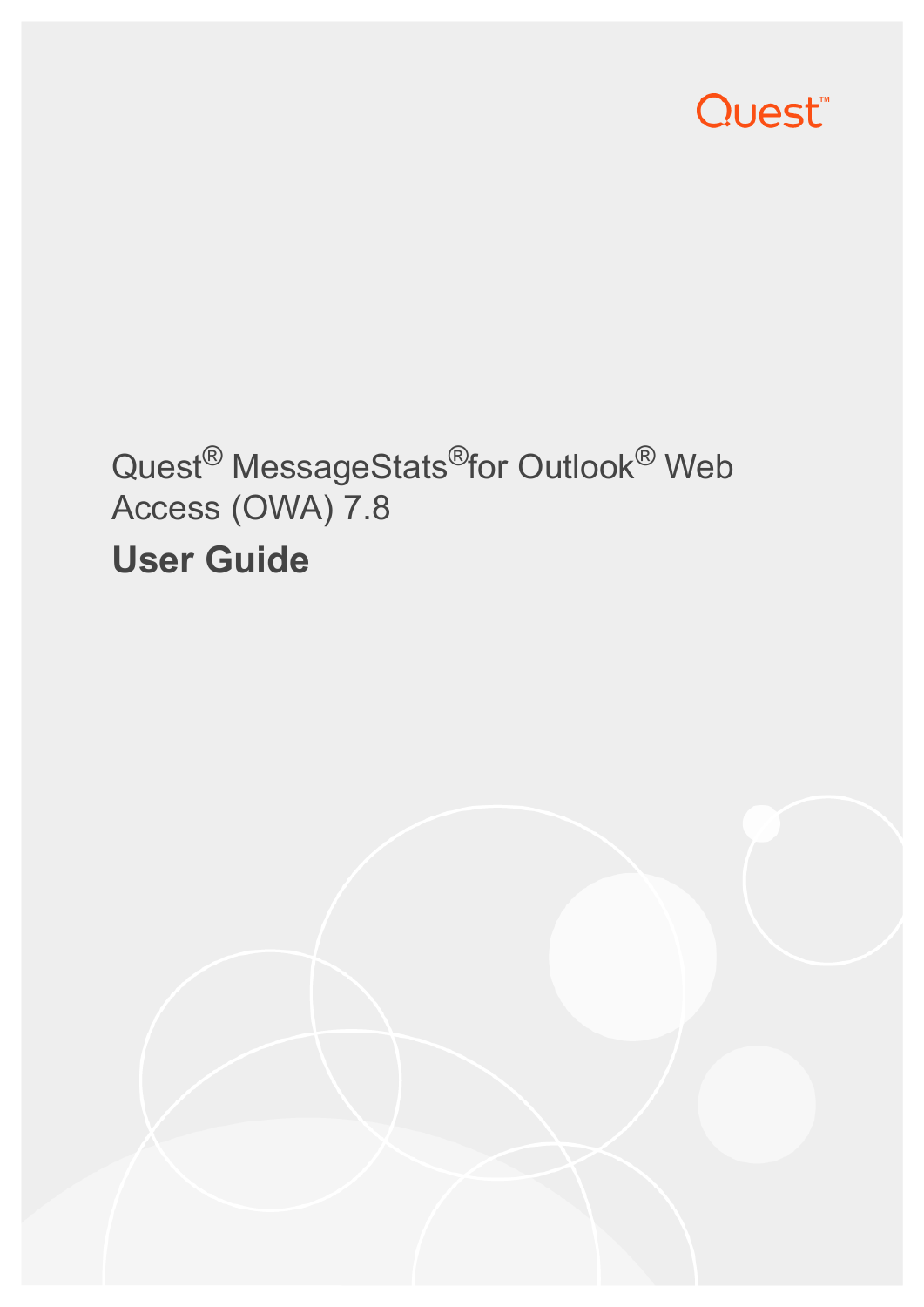Quest

Quest® MessageStats® for Outlook® Web Access (OWA) 7.8

# User Guide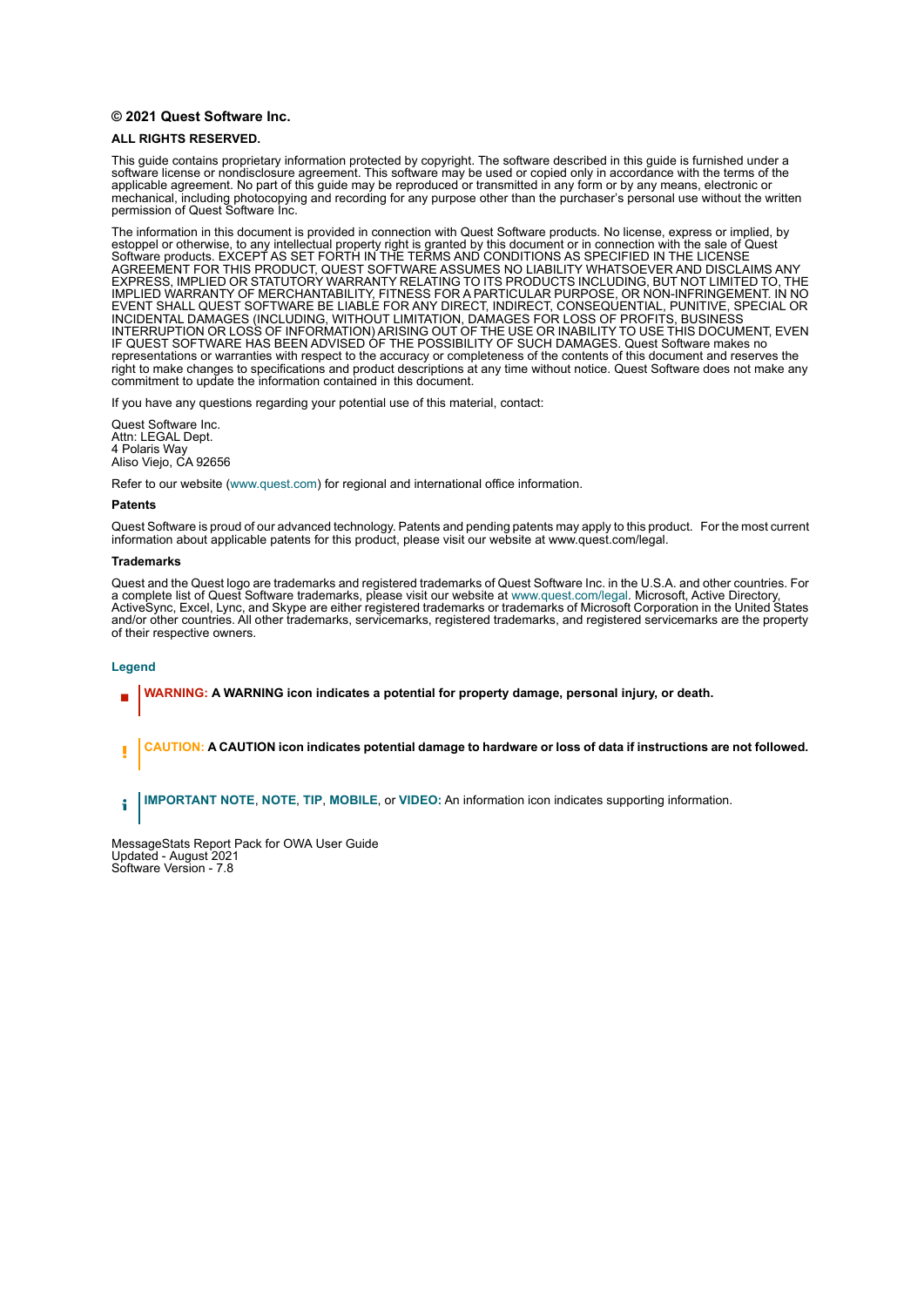**© 2021 Quest Software Inc.**

**ALL RIGHTS RESERVED.**

This guide contains proprietary information protected by copyright. The software described in this guide is furnished under a software license or nondisclosure agreement. This software may be used or copied only in accordance with the terms of the applicable agreement. No part of this guide may be reproduced or transmitted in any form or by any means, electronic or mechanical, including photocopying and recording for any purpose other than the purchaser's personal use without the written permission of Quest Software Inc.

The information in this document is provided in connection with Quest Software products. No license, express or implied, by estoppel or otherwise, to any intellectual property right is granted by this document or in connection with the sale of Quest Software products. EXCEPT AS SET FORTH IN THE TERMS AND CONDITIONS AS SPECIFIED IN THE LICENSE AGREEMENT FOR THIS PRODUCT, QUEST SOFTWARE ASSUMES NO LIABILITY WHATSOEVER AND DISCLAIMS ANY EXPRESS, IMPLIED OR STATUTORY WARRANTY RELATING TO ITS PRODUCTS INCLUDING, BUT NOT LIMITED TO, THE IMPLIED WARRANTY OF MERCHANTABILITY, FITNESS FOR A PARTICULAR PURPOSE, OR NON-INFRINGEMENT. IN NO EVENT SHALL QUEST SOFTWARE BE LIABLE FOR ANY DIRECT, INDIRECT, CONSEQUENTIAL, PUNITIVE, SPECIAL OR INCIDENTAL DAMAGES (INCLUDING, WITHOUT LIMITATION, DAMAGES FOR LOSS OF PROFITS, BUSINESS INTERRUPTION OR LOSS OF INFORMATION) ARISING OUT OF THE USE OR INABILITY TO USE THIS DOCUMENT, EVEN IF QUEST SOFTWARE HAS BEEN ADVISED OF THE POSSIBILITY OF SUCH DAMAGES. Quest Software makes no representations or warranties with respect to the accuracy or completeness of the contents of this document and reserves the right to make changes to specifications and product descriptions at any time without notice. Quest Software does not make any commitment to update the information contained in this document.

If you have any questions regarding your potential use of this material, contact:

Quest Software Inc.
Attn: LEGAL Dept.
4 Polaris Way
Aliso Viejo, CA 92656

Refer to our website (www.quest.com) for regional and international office information.

**Patents**

Quest Software is proud of our advanced technology. Patents and pending patents may apply to this product. For the most current information about applicable patents for this product, please visit our website at www.quest.com/legal.

**Trademarks**

Quest and the Quest logo are trademarks and registered trademarks of Quest Software Inc. in the U.S.A. and other countries. For a complete list of Quest Software trademarks, please visit our website at www.quest.com/legal. Microsoft, Active Directory, ActiveSync, Excel, Lync, and Skype are either registered trademarks or trademarks of Microsoft Corporation in the United States and/or other countries. All other trademarks, servicemarks, registered trademarks, and registered servicemarks are the property of their respective owners.

**Legend**

**WARNING: A WARNING icon indicates a potential for property damage, personal injury, or death.**

**CAUTION: A CAUTION icon indicates potential damage to hardware or loss of data if instructions are not followed.**

**IMPORTANT NOTE**, **NOTE**, **TIP**, **MOBILE**, or **VIDEO:** An information icon indicates supporting information.

MessageStats Report Pack for OWA User Guide
Updated - August 2021
Software Version - 7.8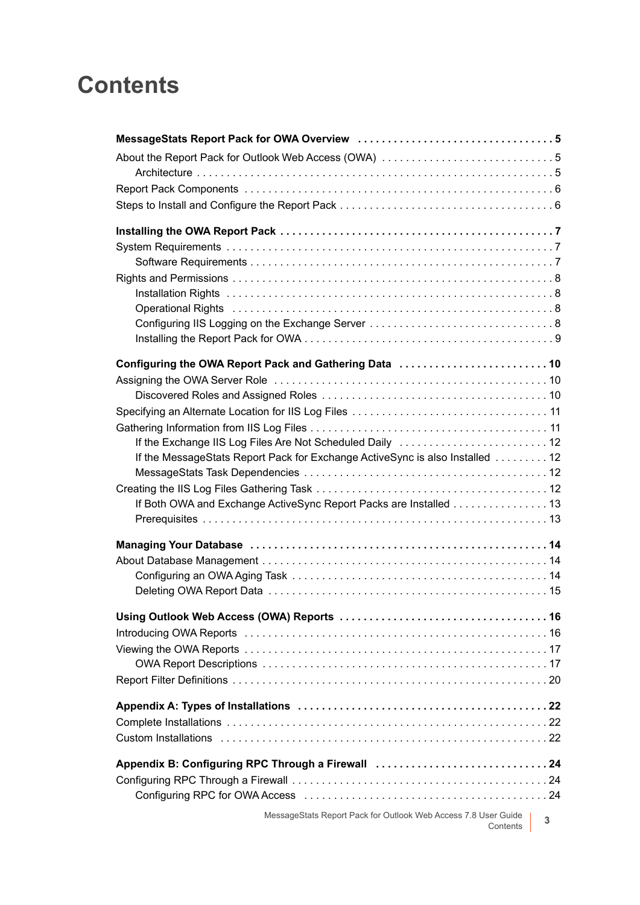# Contents

**MessageStats Report Pack for OWA Overview . . . . . . . . . . . . . . . . . . . . . . . . . . . . . . . . 5**

About the Report Pack for Outlook Web Access (OWA) . . . . . . . . . . . . . . . . . . . . . . . . . . . . 5

- Architecture . . . . . . . . . . . . . . . . . . . . . . . . . . . . . . . . . . . . . . . . . . . . . . . . . . . . . . . . . . . . 5

Report Pack Components . . . . . . . . . . . . . . . . . . . . . . . . . . . . . . . . . . . . . . . . . . . . . . . . . . . 6

Steps to Install and Configure the Report Pack . . . . . . . . . . . . . . . . . . . . . . . . . . . . . . . . . . . 6

**Installing the OWA Report Pack . . . . . . . . . . . . . . . . . . . . . . . . . . . . . . . . . . . . . . . . . . . . . 7**

System Requirements . . . . . . . . . . . . . . . . . . . . . . . . . . . . . . . . . . . . . . . . . . . . . . . . . . . . . . 7

- Software Requirements . . . . . . . . . . . . . . . . . . . . . . . . . . . . . . . . . . . . . . . . . . . . . . . . . . . 7

Rights and Permissions . . . . . . . . . . . . . . . . . . . . . . . . . . . . . . . . . . . . . . . . . . . . . . . . . . . . . 8

- Installation Rights . . . . . . . . . . . . . . . . . . . . . . . . . . . . . . . . . . . . . . . . . . . . . . . . . . . . . . . 8
- Operational Rights . . . . . . . . . . . . . . . . . . . . . . . . . . . . . . . . . . . . . . . . . . . . . . . . . . . . . . . 8
- Configuring IIS Logging on the Exchange Server . . . . . . . . . . . . . . . . . . . . . . . . . . . . . . . 8
- Installing the Report Pack for OWA . . . . . . . . . . . . . . . . . . . . . . . . . . . . . . . . . . . . . . . . . . 9

**Configuring the OWA Report Pack and Gathering Data . . . . . . . . . . . . . . . . . . . . . . . . . 10**

Assigning the OWA Server Role . . . . . . . . . . . . . . . . . . . . . . . . . . . . . . . . . . . . . . . . . . . . . . 10

- Discovered Roles and Assigned Roles . . . . . . . . . . . . . . . . . . . . . . . . . . . . . . . . . . . . . . 10

Specifying an Alternate Location for IIS Log Files . . . . . . . . . . . . . . . . . . . . . . . . . . . . . . . . 11

Gathering Information from IIS Log Files . . . . . . . . . . . . . . . . . . . . . . . . . . . . . . . . . . . . . . . 11

- If the Exchange IIS Log Files Are Not Scheduled Daily . . . . . . . . . . . . . . . . . . . . . . . . . 12
- If the MessageStats Report Pack for Exchange ActiveSync is also Installed . . . . . . . . . 12
- MessageStats Task Dependencies . . . . . . . . . . . . . . . . . . . . . . . . . . . . . . . . . . . . . . . . . 12

Creating the IIS Log Files Gathering Task . . . . . . . . . . . . . . . . . . . . . . . . . . . . . . . . . . . . . . 12

- If Both OWA and Exchange ActiveSync Report Packs are Installed . . . . . . . . . . . . . . . . 13
- Prerequisites . . . . . . . . . . . . . . . . . . . . . . . . . . . . . . . . . . . . . . . . . . . . . . . . . . . . . . . . . . 13

**Managing Your Database . . . . . . . . . . . . . . . . . . . . . . . . . . . . . . . . . . . . . . . . . . . . . . . . . . 14**

About Database Management . . . . . . . . . . . . . . . . . . . . . . . . . . . . . . . . . . . . . . . . . . . . . . . . 14

- Configuring an OWA Aging Task . . . . . . . . . . . . . . . . . . . . . . . . . . . . . . . . . . . . . . . . . . . 14
- Deleting OWA Report Data . . . . . . . . . . . . . . . . . . . . . . . . . . . . . . . . . . . . . . . . . . . . . . . 15

**Using Outlook Web Access (OWA) Reports . . . . . . . . . . . . . . . . . . . . . . . . . . . . . . . . . . . 16**

Introducing OWA Reports . . . . . . . . . . . . . . . . . . . . . . . . . . . . . . . . . . . . . . . . . . . . . . . . . . . 16

Viewing the OWA Reports . . . . . . . . . . . . . . . . . . . . . . . . . . . . . . . . . . . . . . . . . . . . . . . . . . . 17

- OWA Report Descriptions . . . . . . . . . . . . . . . . . . . . . . . . . . . . . . . . . . . . . . . . . . . . . . . . 17

Report Filter Definitions . . . . . . . . . . . . . . . . . . . . . . . . . . . . . . . . . . . . . . . . . . . . . . . . . . . . . 20

**Appendix A: Types of Installations . . . . . . . . . . . . . . . . . . . . . . . . . . . . . . . . . . . . . . . . . . 22**

Complete Installations . . . . . . . . . . . . . . . . . . . . . . . . . . . . . . . . . . . . . . . . . . . . . . . . . . . . . . 22

Custom Installations . . . . . . . . . . . . . . . . . . . . . . . . . . . . . . . . . . . . . . . . . . . . . . . . . . . . . . . 22

**Appendix B: Configuring RPC Through a Firewall . . . . . . . . . . . . . . . . . . . . . . . . . . . . . 24**

Configuring RPC Through a Firewall . . . . . . . . . . . . . . . . . . . . . . . . . . . . . . . . . . . . . . . . . . . 24

- Configuring RPC for OWA Access . . . . . . . . . . . . . . . . . . . . . . . . . . . . . . . . . . . . . . . . . . 24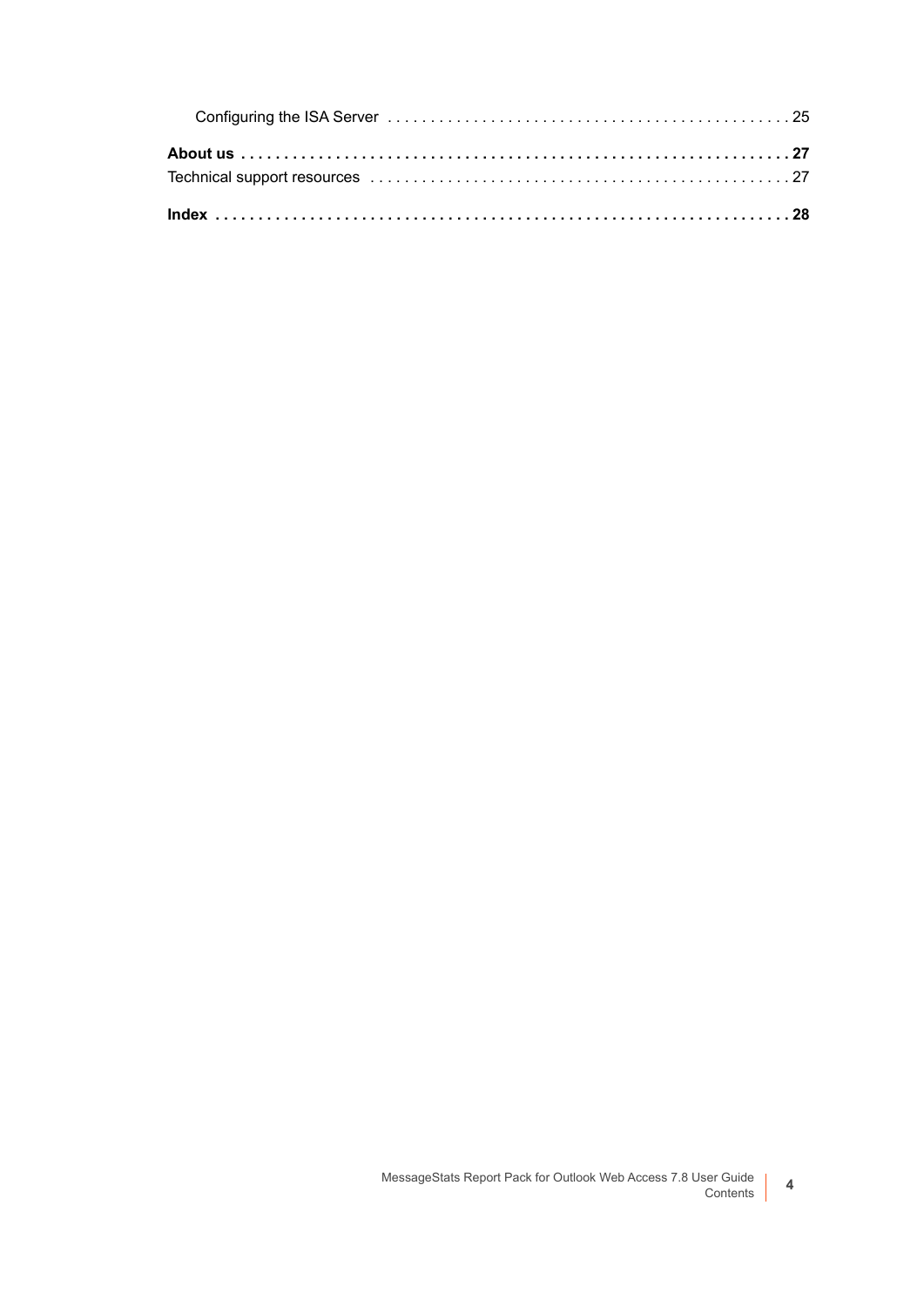Configuring the ISA Server . . . . . . . . . . . . . . . . . . . . . . . . . . . . . . . . . . . . . . . . . . . . . . . 25

**About us . . . . . . . . . . . . . . . . . . . . . . . . . . . . . . . . . . . . . . . . . . . . . . . . . . . . . . . . . . . . . . 27**

Technical support resources . . . . . . . . . . . . . . . . . . . . . . . . . . . . . . . . . . . . . . . . . . . . . . . . 27

**Index . . . . . . . . . . . . . . . . . . . . . . . . . . . . . . . . . . . . . . . . . . . . . . . . . . . . . . . . . . . . . . . . . 28**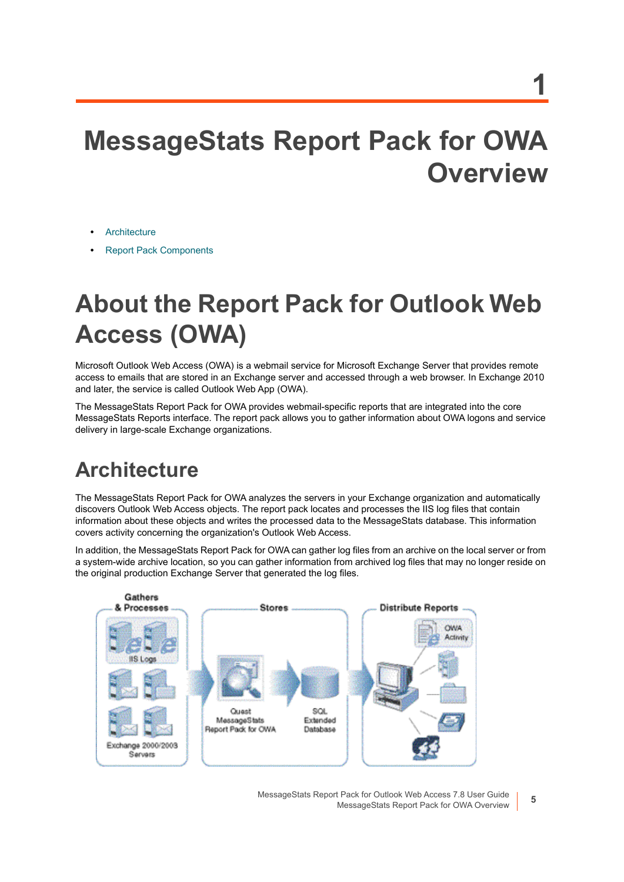# 1 MessageStats Report Pack for OWA Overview

- Architecture
- Report Pack Components

# About the Report Pack for Outlook Web Access (OWA)

Microsoft Outlook Web Access (OWA) is a webmail service for Microsoft Exchange Server that provides remote access to emails that are stored in an Exchange server and accessed through a web browser. In Exchange 2010 and later, the service is called Outlook Web App (OWA).

The MessageStats Report Pack for OWA provides webmail-specific reports that are integrated into the core MessageStats Reports interface. The report pack allows you to gather information about OWA logons and service delivery in large-scale Exchange organizations.

## Architecture

The MessageStats Report Pack for OWA analyzes the servers in your Exchange organization and automatically discovers Outlook Web Access objects. The report pack locates and processes the IIS log files that contain information about these objects and writes the processed data to the MessageStats database. This information covers activity concerning the organization's Outlook Web Access.

In addition, the MessageStats Report Pack for OWA can gather log files from an archive on the local server or from a system-wide archive location, so you can gather information from archived log files that may no longer reside on the original production Exchange Server that generated the log files.

Gathers & Processes — IIS Logs — Exchange 2000/2003 Servers | Stores — Quest MessageStats Report Pack for OWA — SQL Extended Database | Distribute Reports — OWA Activity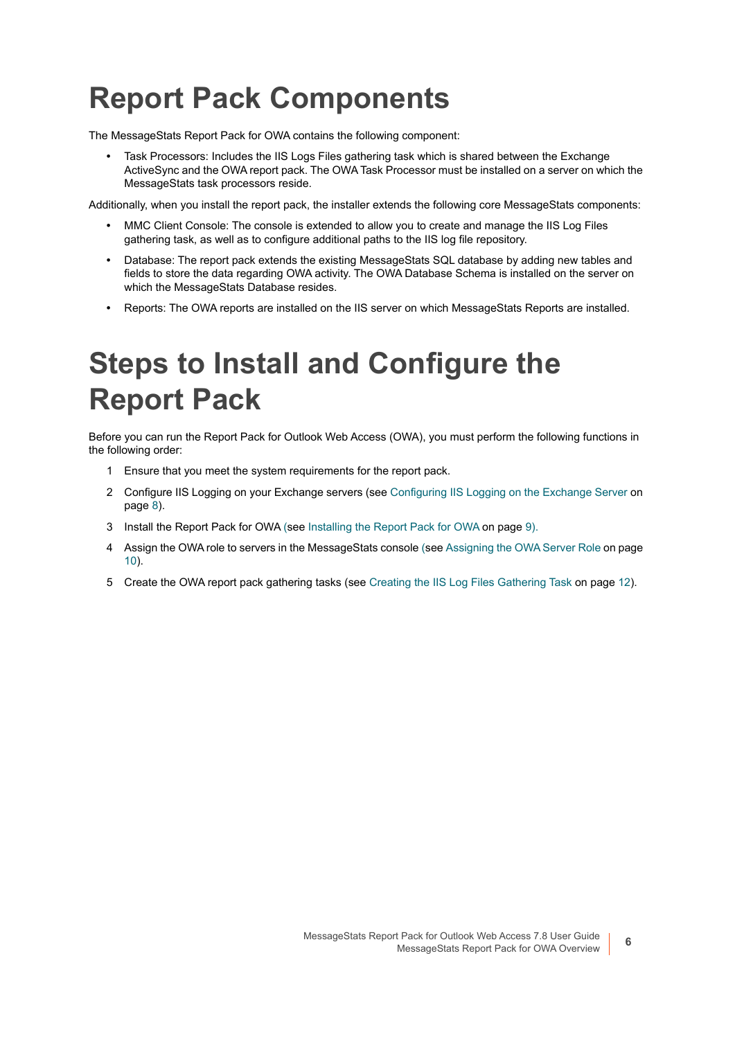# Report Pack Components

The MessageStats Report Pack for OWA contains the following component:

- Task Processors: Includes the IIS Logs Files gathering task which is shared between the Exchange ActiveSync and the OWA report pack. The OWA Task Processor must be installed on a server on which the MessageStats task processors reside.

Additionally, when you install the report pack, the installer extends the following core MessageStats components:

- MMC Client Console: The console is extended to allow you to create and manage the IIS Log Files gathering task, as well as to configure additional paths to the IIS log file repository.
- Database: The report pack extends the existing MessageStats SQL database by adding new tables and fields to store the data regarding OWA activity. The OWA Database Schema is installed on the server on which the MessageStats Database resides.
- Reports: The OWA reports are installed on the IIS server on which MessageStats Reports are installed.

# Steps to Install and Configure the Report Pack

Before you can run the Report Pack for Outlook Web Access (OWA), you must perform the following functions in the following order:

1. Ensure that you meet the system requirements for the report pack.
2. Configure IIS Logging on your Exchange servers (see Configuring IIS Logging on the Exchange Server on page 8).
3. Install the Report Pack for OWA (see Installing the Report Pack for OWA on page 9).
4. Assign the OWA role to servers in the MessageStats console (see Assigning the OWA Server Role on page 10).
5. Create the OWA report pack gathering tasks (see Creating the IIS Log Files Gathering Task on page 12).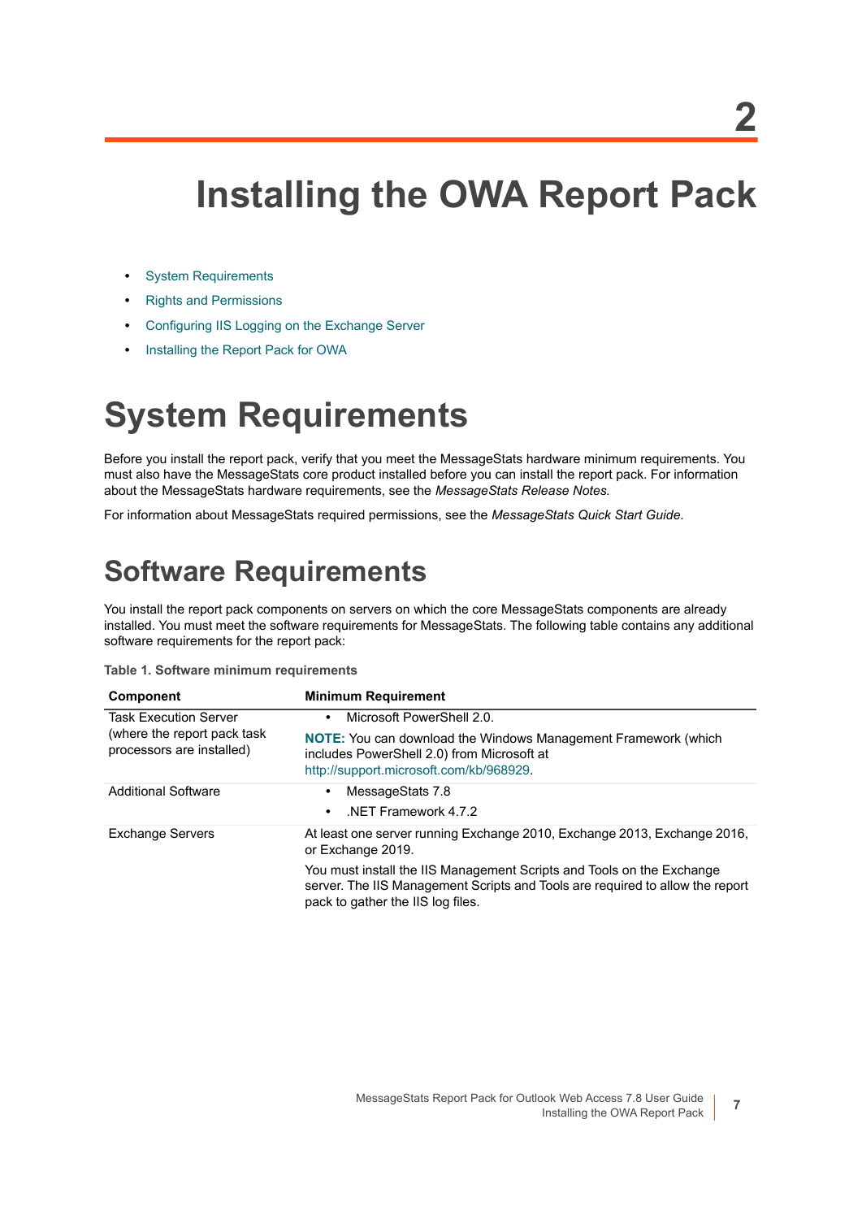# 2 Installing the OWA Report Pack

- System Requirements
- Rights and Permissions
- Configuring IIS Logging on the Exchange Server
- Installing the Report Pack for OWA

# System Requirements

Before you install the report pack, verify that you meet the MessageStats hardware minimum requirements. You must also have the MessageStats core product installed before you can install the report pack. For information about the MessageStats hardware requirements, see the *MessageStats Release Notes.*

For information about MessageStats required permissions, see the *MessageStats Quick Start Guide*.

## Software Requirements

You install the report pack components on servers on which the core MessageStats components are already installed. You must meet the software requirements for MessageStats. The following table contains any additional software requirements for the report pack:

**Table 1. Software minimum requirements**

| Component | Minimum Requirement |
|---|---|
| Task Execution Server (where the report pack task processors are installed) | • Microsoft PowerShell 2.0.<br>**NOTE:** You can download the Windows Management Framework (which includes PowerShell 2.0) from Microsoft at http://support.microsoft.com/kb/968929. |
| Additional Software | • MessageStats 7.8<br>• .NET Framework 4.7.2 |
| Exchange Servers | At least one server running Exchange 2010, Exchange 2013, Exchange 2016, or Exchange 2019.<br>You must install the IIS Management Scripts and Tools on the Exchange server. The IIS Management Scripts and Tools are required to allow the report pack to gather the IIS log files. |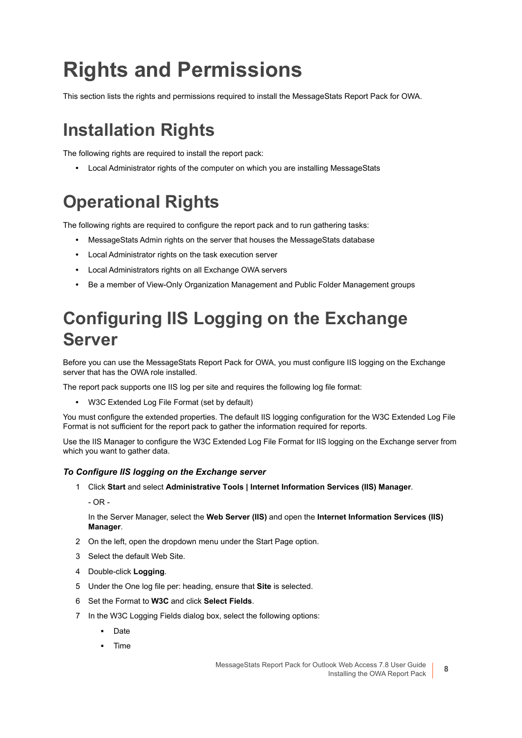# Rights and Permissions

This section lists the rights and permissions required to install the MessageStats Report Pack for OWA.

## Installation Rights

The following rights are required to install the report pack:

- Local Administrator rights of the computer on which you are installing MessageStats

## Operational Rights

The following rights are required to configure the report pack and to run gathering tasks:

- MessageStats Admin rights on the server that houses the MessageStats database
- Local Administrator rights on the task execution server
- Local Administrators rights on all Exchange OWA servers
- Be a member of View-Only Organization Management and Public Folder Management groups

# Configuring IIS Logging on the Exchange Server

Before you can use the MessageStats Report Pack for OWA, you must configure IIS logging on the Exchange server that has the OWA role installed.

The report pack supports one IIS log per site and requires the following log file format:

- W3C Extended Log File Format (set by default)

You must configure the extended properties. The default IIS logging configuration for the W3C Extended Log File Format is not sufficient for the report pack to gather the information required for reports.

Use the IIS Manager to configure the W3C Extended Log File Format for IIS logging on the Exchange server from which you want to gather data.

### *To Configure IIS logging on the Exchange server*

1. Click **Start** and select **Administrative Tools | Internet Information Services (IIS) Manager**.

   - OR -

   In the Server Manager, select the **Web Server (IIS)** and open the **Internet Information Services (IIS) Manager**.
2. On the left, open the dropdown menu under the Start Page option.
3. Select the default Web Site.
4. Double-click **Logging**.
5. Under the One log file per: heading, ensure that **Site** is selected.
6. Set the Format to **W3C** and click **Select Fields**.
7. In the W3C Logging Fields dialog box, select the following options:
   - Date
   - Time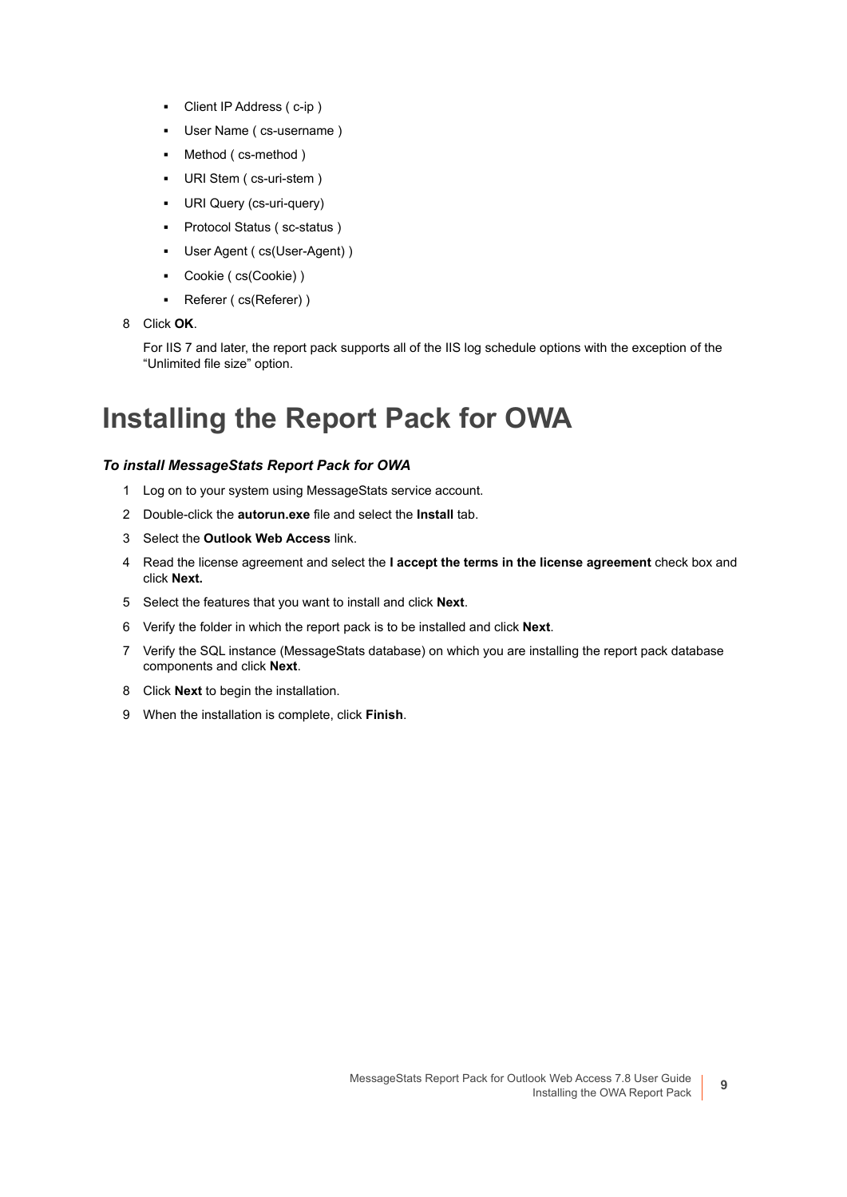- Client IP Address ( c-ip )
- User Name ( cs-username )
- Method ( cs-method )
- URI Stem ( cs-uri-stem )
- URI Query (cs-uri-query)
- Protocol Status ( sc-status )
- User Agent ( cs(User-Agent) )
- Cookie ( cs(Cookie) )
- Referer ( cs(Referer) )

8. Click **OK**.

   For IIS 7 and later, the report pack supports all of the IIS log schedule options with the exception of the "Unlimited file size" option.

# Installing the Report Pack for OWA

***To install MessageStats Report Pack for OWA***

1. Log on to your system using MessageStats service account.
2. Double-click the **autorun.exe** file and select the **Install** tab.
3. Select the **Outlook Web Access** link.
4. Read the license agreement and select the **I accept the terms in the license agreement** check box and click **Next.**
5. Select the features that you want to install and click **Next**.
6. Verify the folder in which the report pack is to be installed and click **Next**.
7. Verify the SQL instance (MessageStats database) on which you are installing the report pack database components and click **Next**.
8. Click **Next** to begin the installation.
9. When the installation is complete, click **Finish**.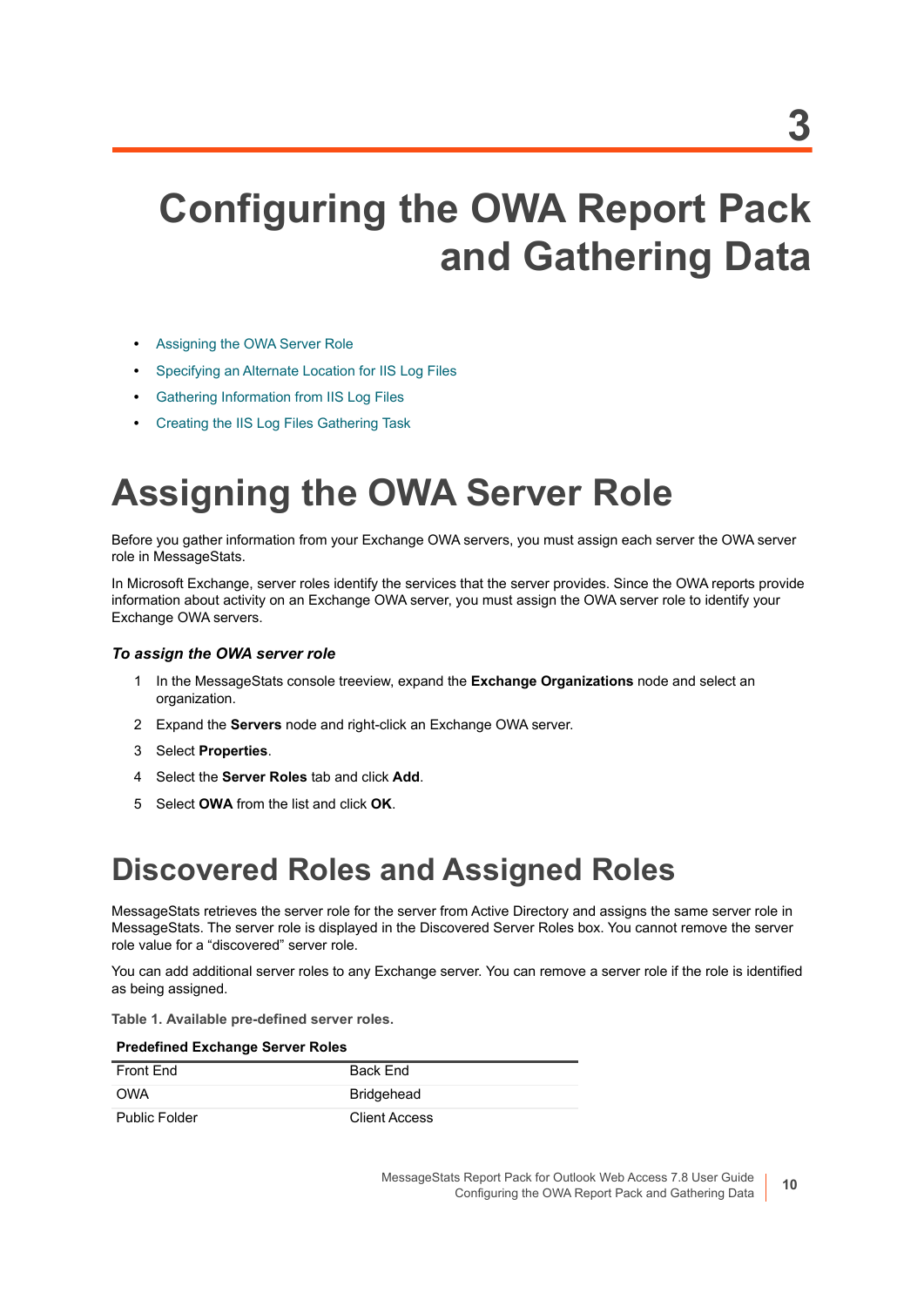# 3 Configuring the OWA Report Pack and Gathering Data

- Assigning the OWA Server Role
- Specifying an Alternate Location for IIS Log Files
- Gathering Information from IIS Log Files
- Creating the IIS Log Files Gathering Task

## Assigning the OWA Server Role

Before you gather information from your Exchange OWA servers, you must assign each server the OWA server role in MessageStats.

In Microsoft Exchange, server roles identify the services that the server provides. Since the OWA reports provide information about activity on an Exchange OWA server, you must assign the OWA server role to identify your Exchange OWA servers.

#### *To assign the OWA server role*

1. In the MessageStats console treeview, expand the **Exchange Organizations** node and select an organization.
2. Expand the **Servers** node and right-click an Exchange OWA server.
3. Select **Properties**.
4. Select the **Server Roles** tab and click **Add**.
5. Select **OWA** from the list and click **OK**.

## Discovered Roles and Assigned Roles

MessageStats retrieves the server role for the server from Active Directory and assigns the same server role in MessageStats. The server role is displayed in the Discovered Server Roles box. You cannot remove the server role value for a “discovered” server role.

You can add additional server roles to any Exchange server. You can remove a server role if the role is identified as being assigned.

**Table 1. Available pre-defined server roles.**

| Predefined Exchange Server Roles | |
|---|---|
| Front End | Back End |
| OWA | Bridgehead |
| Public Folder | Client Access |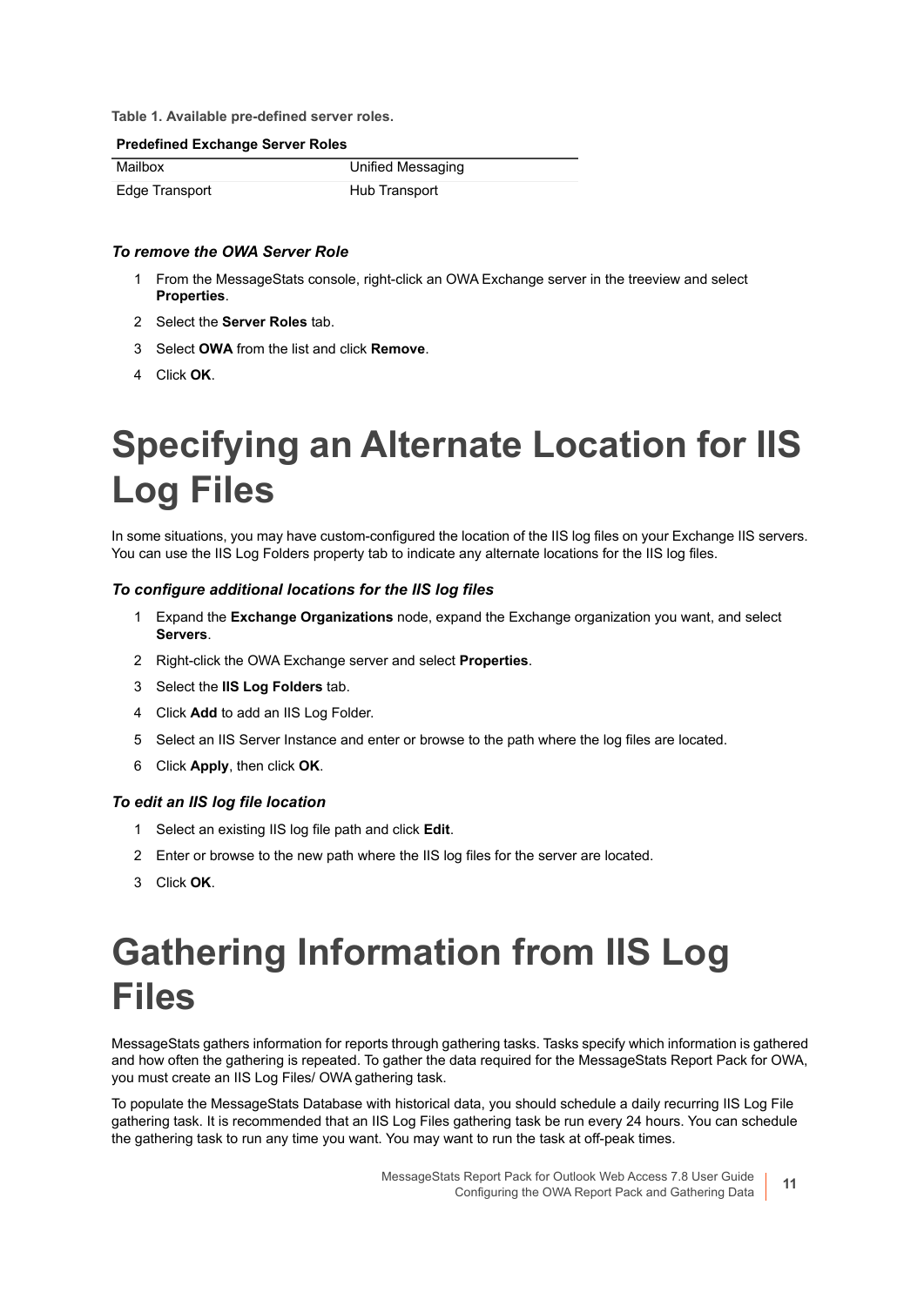**Table 1. Available pre-defined server roles.**

| Predefined Exchange Server Roles | |
|---|---|
| Mailbox | Unified Messaging |
| Edge Transport | Hub Transport |

### *To remove the OWA Server Role*

1. From the MessageStats console, right-click an OWA Exchange server in the treeview and select **Properties**.
2. Select the **Server Roles** tab.
3. Select **OWA** from the list and click **Remove**.
4. Click **OK**.

# Specifying an Alternate Location for IIS Log Files

In some situations, you may have custom-configured the location of the IIS log files on your Exchange IIS servers. You can use the IIS Log Folders property tab to indicate any alternate locations for the IIS log files.

### *To configure additional locations for the IIS log files*

1. Expand the **Exchange Organizations** node, expand the Exchange organization you want, and select **Servers**.
2. Right-click the OWA Exchange server and select **Properties**.
3. Select the **IIS Log Folders** tab.
4. Click **Add** to add an IIS Log Folder.
5. Select an IIS Server Instance and enter or browse to the path where the log files are located.
6. Click **Apply**, then click **OK**.

### *To edit an IIS log file location*

1. Select an existing IIS log file path and click **Edit**.
2. Enter or browse to the new path where the IIS log files for the server are located.
3. Click **OK**.

# Gathering Information from IIS Log Files

MessageStats gathers information for reports through gathering tasks. Tasks specify which information is gathered and how often the gathering is repeated. To gather the data required for the MessageStats Report Pack for OWA, you must create an IIS Log Files/ OWA gathering task.

To populate the MessageStats Database with historical data, you should schedule a daily recurring IIS Log File gathering task. It is recommended that an IIS Log Files gathering task be run every 24 hours. You can schedule the gathering task to run any time you want. You may want to run the task at off-peak times.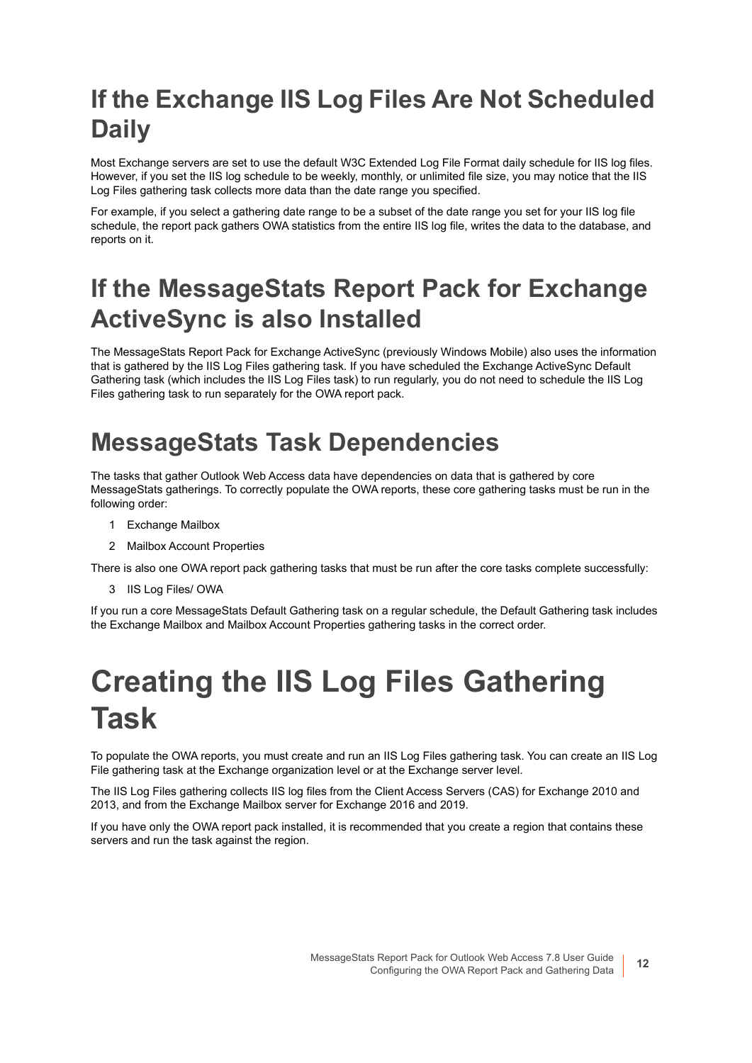## If the Exchange IIS Log Files Are Not Scheduled Daily

Most Exchange servers are set to use the default W3C Extended Log File Format daily schedule for IIS log files. However, if you set the IIS log schedule to be weekly, monthly, or unlimited file size, you may notice that the IIS Log Files gathering task collects more data than the date range you specified.

For example, if you select a gathering date range to be a subset of the date range you set for your IIS log file schedule, the report pack gathers OWA statistics from the entire IIS log file, writes the data to the database, and reports on it.

## If the MessageStats Report Pack for Exchange ActiveSync is also Installed

The MessageStats Report Pack for Exchange ActiveSync (previously Windows Mobile) also uses the information that is gathered by the IIS Log Files gathering task. If you have scheduled the Exchange ActiveSync Default Gathering task (which includes the IIS Log Files task) to run regularly, you do not need to schedule the IIS Log Files gathering task to run separately for the OWA report pack.

## MessageStats Task Dependencies

The tasks that gather Outlook Web Access data have dependencies on data that is gathered by core MessageStats gatherings. To correctly populate the OWA reports, these core gathering tasks must be run in the following order:

1. Exchange Mailbox
2. Mailbox Account Properties

There is also one OWA report pack gathering tasks that must be run after the core tasks complete successfully:

3. IIS Log Files/ OWA

If you run a core MessageStats Default Gathering task on a regular schedule, the Default Gathering task includes the Exchange Mailbox and Mailbox Account Properties gathering tasks in the correct order.

# Creating the IIS Log Files Gathering Task

To populate the OWA reports, you must create and run an IIS Log Files gathering task. You can create an IIS Log File gathering task at the Exchange organization level or at the Exchange server level.

The IIS Log Files gathering collects IIS log files from the Client Access Servers (CAS) for Exchange 2010 and 2013, and from the Exchange Mailbox server for Exchange 2016 and 2019.

If you have only the OWA report pack installed, it is recommended that you create a region that contains these servers and run the task against the region.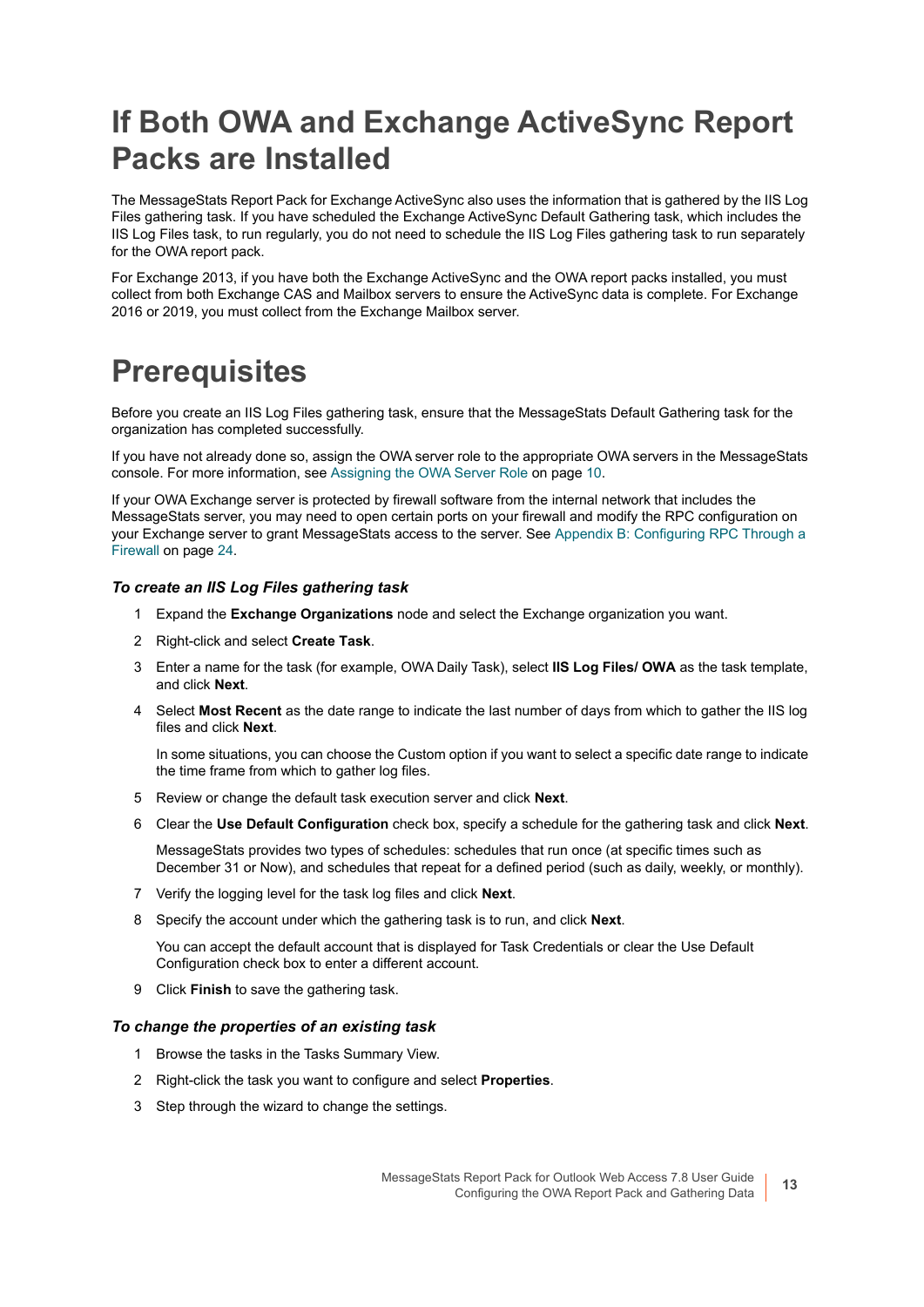# If Both OWA and Exchange ActiveSync Report Packs are Installed

The MessageStats Report Pack for Exchange ActiveSync also uses the information that is gathered by the IIS Log Files gathering task. If you have scheduled the Exchange ActiveSync Default Gathering task, which includes the IIS Log Files task, to run regularly, you do not need to schedule the IIS Log Files gathering task to run separately for the OWA report pack.

For Exchange 2013, if you have both the Exchange ActiveSync and the OWA report packs installed, you must collect from both Exchange CAS and Mailbox servers to ensure the ActiveSync data is complete. For Exchange 2016 or 2019, you must collect from the Exchange Mailbox server.

# Prerequisites

Before you create an IIS Log Files gathering task, ensure that the MessageStats Default Gathering task for the organization has completed successfully.

If you have not already done so, assign the OWA server role to the appropriate OWA servers in the MessageStats console. For more information, see Assigning the OWA Server Role on page 10.

If your OWA Exchange server is protected by firewall software from the internal network that includes the MessageStats server, you may need to open certain ports on your firewall and modify the RPC configuration on your Exchange server to grant MessageStats access to the server. See Appendix B: Configuring RPC Through a Firewall on page 24.

### *To create an IIS Log Files gathering task*

1. Expand the **Exchange Organizations** node and select the Exchange organization you want.
2. Right-click and select **Create Task**.
3. Enter a name for the task (for example, OWA Daily Task), select **IIS Log Files/ OWA** as the task template, and click **Next**.
4. Select **Most Recent** as the date range to indicate the last number of days from which to gather the IIS log files and click **Next**.

   In some situations, you can choose the Custom option if you want to select a specific date range to indicate the time frame from which to gather log files.
5. Review or change the default task execution server and click **Next**.
6. Clear the **Use Default Configuration** check box, specify a schedule for the gathering task and click **Next**.

   MessageStats provides two types of schedules: schedules that run once (at specific times such as December 31 or Now), and schedules that repeat for a defined period (such as daily, weekly, or monthly).
7. Verify the logging level for the task log files and click **Next**.
8. Specify the account under which the gathering task is to run, and click **Next**.

   You can accept the default account that is displayed for Task Credentials or clear the Use Default Configuration check box to enter a different account.
9. Click **Finish** to save the gathering task.

### *To change the properties of an existing task*

1. Browse the tasks in the Tasks Summary View.
2. Right-click the task you want to configure and select **Properties**.
3. Step through the wizard to change the settings.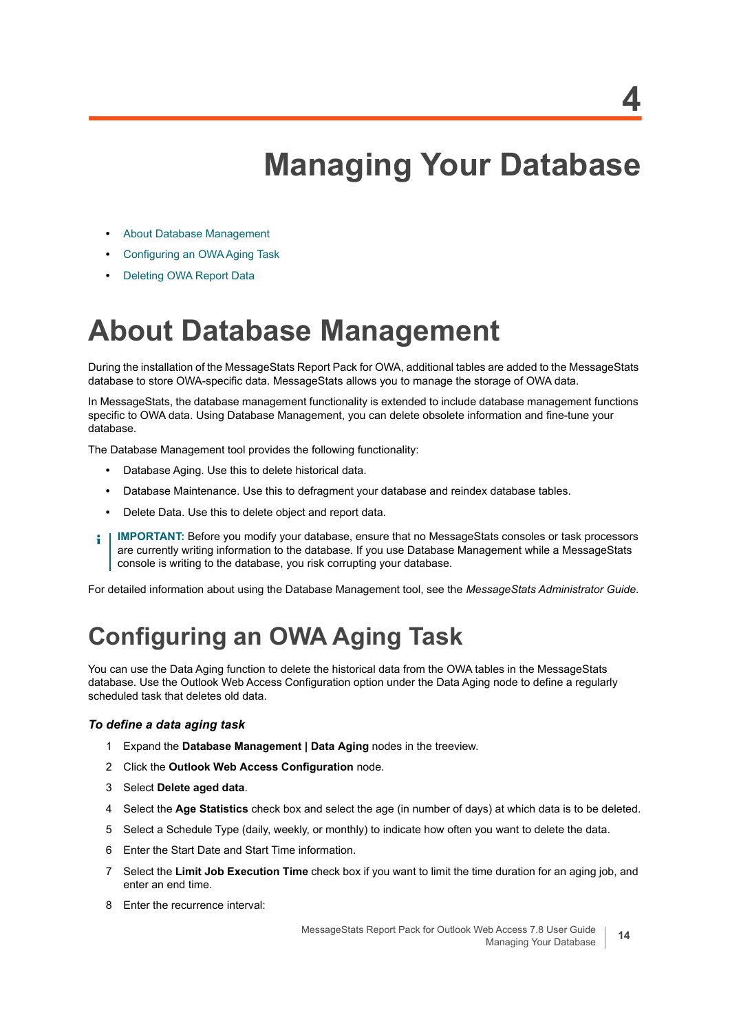# 4 Managing Your Database

- About Database Management
- Configuring an OWA Aging Task
- Deleting OWA Report Data

## About Database Management

During the installation of the MessageStats Report Pack for OWA, additional tables are added to the MessageStats database to store OWA-specific data. MessageStats allows you to manage the storage of OWA data.

In MessageStats, the database management functionality is extended to include database management functions specific to OWA data. Using Database Management, you can delete obsolete information and fine-tune your database.

The Database Management tool provides the following functionality:

- Database Aging. Use this to delete historical data.
- Database Maintenance. Use this to defragment your database and reindex database tables.
- Delete Data. Use this to delete object and report data.

> **IMPORTANT:** Before you modify your database, ensure that no MessageStats consoles or task processors are currently writing information to the database. If you use Database Management while a MessageStats console is writing to the database, you risk corrupting your database.

For detailed information about using the Database Management tool, see the *MessageStats Administrator Guide*.

## Configuring an OWA Aging Task

You can use the Data Aging function to delete the historical data from the OWA tables in the MessageStats database. Use the Outlook Web Access Configuration option under the Data Aging node to define a regularly scheduled task that deletes old data.

### *To define a data aging task*

1. Expand the **Database Management | Data Aging** nodes in the treeview.
2. Click the **Outlook Web Access Configuration** node.
3. Select **Delete aged data**.
4. Select the **Age Statistics** check box and select the age (in number of days) at which data is to be deleted.
5. Select a Schedule Type (daily, weekly, or monthly) to indicate how often you want to delete the data.
6. Enter the Start Date and Start Time information.
7. Select the **Limit Job Execution Time** check box if you want to limit the time duration for an aging job, and enter an end time.
8. Enter the recurrence interval: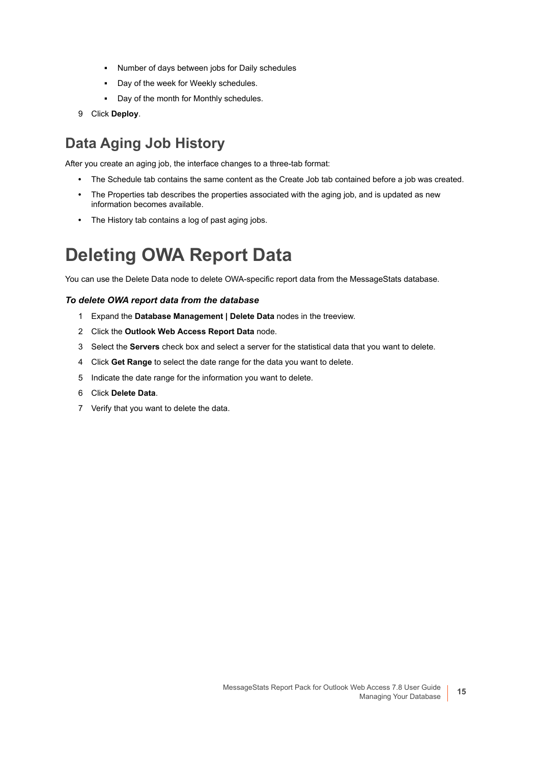- Number of days between jobs for Daily schedules
- Day of the week for Weekly schedules.
- Day of the month for Monthly schedules.

9 Click **Deploy**.

## Data Aging Job History

After you create an aging job, the interface changes to a three-tab format:

- The Schedule tab contains the same content as the Create Job tab contained before a job was created.
- The Properties tab describes the properties associated with the aging job, and is updated as new information becomes available.
- The History tab contains a log of past aging jobs.

# Deleting OWA Report Data

You can use the Delete Data node to delete OWA-specific report data from the MessageStats database.

***To delete OWA report data from the database***

1. Expand the **Database Management | Delete Data** nodes in the treeview.
2. Click the **Outlook Web Access Report Data** node.
3. Select the **Servers** check box and select a server for the statistical data that you want to delete.
4. Click **Get Range** to select the date range for the data you want to delete.
5. Indicate the date range for the information you want to delete.
6. Click **Delete Data**.
7. Verify that you want to delete the data.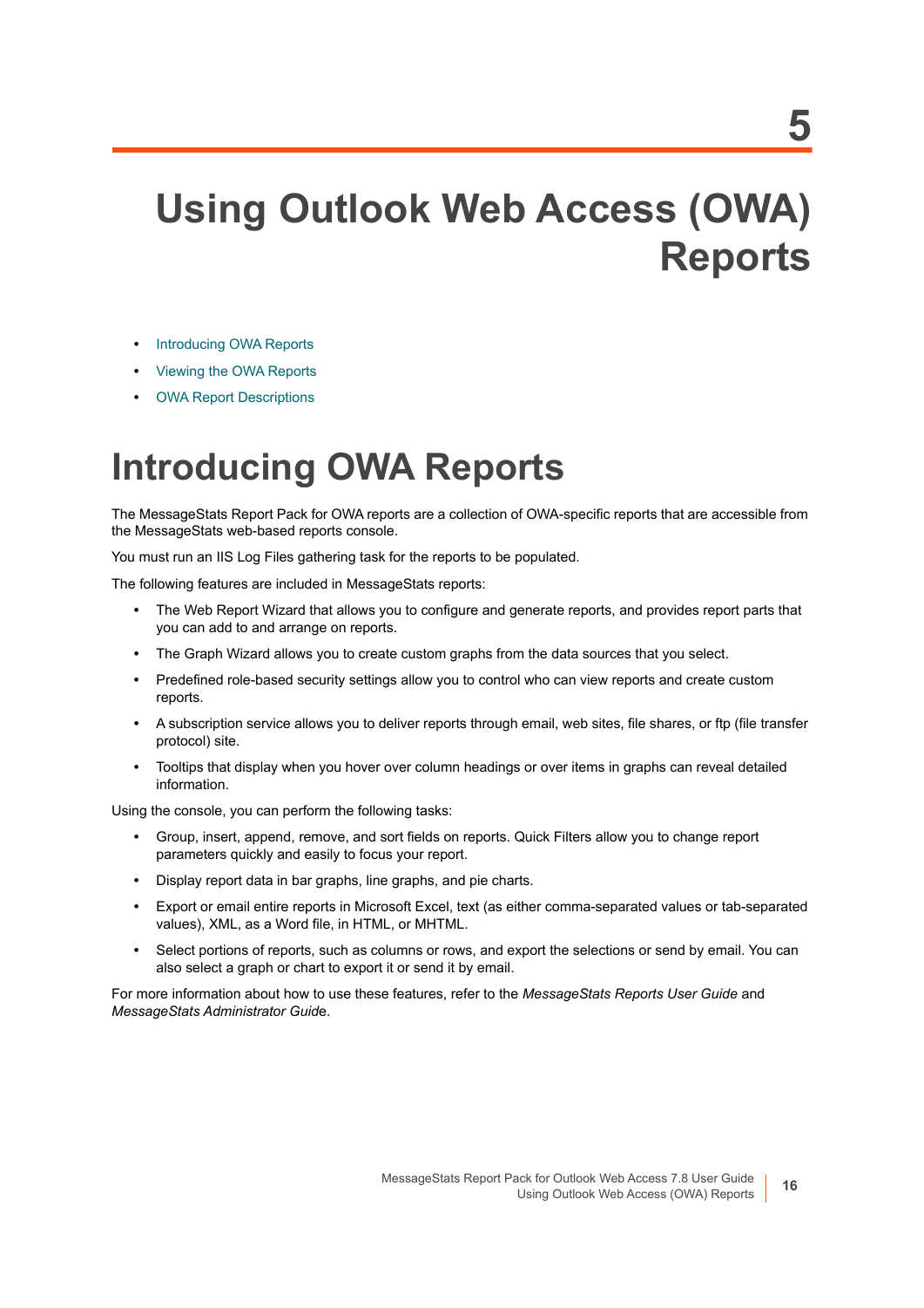# 5 Using Outlook Web Access (OWA) Reports

- Introducing OWA Reports
- Viewing the OWA Reports
- OWA Report Descriptions

## Introducing OWA Reports

The MessageStats Report Pack for OWA reports are a collection of OWA-specific reports that are accessible from the MessageStats web-based reports console.

You must run an IIS Log Files gathering task for the reports to be populated.

The following features are included in MessageStats reports:

- The Web Report Wizard that allows you to configure and generate reports, and provides report parts that you can add to and arrange on reports.
- The Graph Wizard allows you to create custom graphs from the data sources that you select.
- Predefined role-based security settings allow you to control who can view reports and create custom reports.
- A subscription service allows you to deliver reports through email, web sites, file shares, or ftp (file transfer protocol) site.
- Tooltips that display when you hover over column headings or over items in graphs can reveal detailed information.

Using the console, you can perform the following tasks:

- Group, insert, append, remove, and sort fields on reports. Quick Filters allow you to change report parameters quickly and easily to focus your report.
- Display report data in bar graphs, line graphs, and pie charts.
- Export or email entire reports in Microsoft Excel, text (as either comma-separated values or tab-separated values), XML, as a Word file, in HTML, or MHTML.
- Select portions of reports, such as columns or rows, and export the selections or send by email. You can also select a graph or chart to export it or send it by email.

For more information about how to use these features, refer to the *MessageStats Reports User Guide* and *MessageStats Administrator Guide*.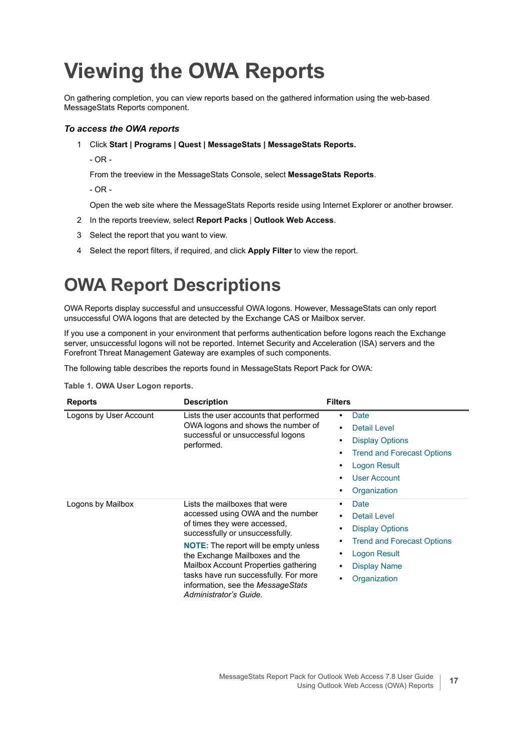# Viewing the OWA Reports

On gathering completion, you can view reports based on the gathered information using the web-based MessageStats Reports component.

### *To access the OWA reports*

1. Click **Start | Programs | Quest | MessageStats | MessageStats Reports.**

   - OR -

   From the treeview in the MessageStats Console, select **MessageStats Reports**.

   - OR -

   Open the web site where the MessageStats Reports reside using Internet Explorer or another browser.

2. In the reports treeview, select **Report Packs** | **Outlook Web Access**.
3. Select the report that you want to view.
4. Select the report filters, if required, and click **Apply Filter** to view the report.

# OWA Report Descriptions

OWA Reports display successful and unsuccessful OWA logons. However, MessageStats can only report unsuccessful OWA logons that are detected by the Exchange CAS or Mailbox server.

If you use a component in your environment that performs authentication before logons reach the Exchange server, unsuccessful logons will not be reported. Internet Security and Acceleration (ISA) servers and the Forefront Threat Management Gateway are examples of such components.

The following table describes the reports found in MessageStats Report Pack for OWA:

**Table 1. OWA User Logon reports.**

| Reports | Description | Filters |
|---|---|---|
| Logons by User Account | Lists the user accounts that performed OWA logons and shows the number of successful or unsuccessful logons performed. | • Date<br>• Detail Level<br>• Display Options<br>• Trend and Forecast Options<br>• Logon Result<br>• User Account<br>• Organization |
| Logons by Mailbox | Lists the mailboxes that were accessed using OWA and the number of times they were accessed, successfully or unsuccessfully.<br>**NOTE:** The report will be empty unless the Exchange Mailboxes and the Mailbox Account Properties gathering tasks have run successfully. For more information, see the *MessageStats Administrator's Guide.* | • Date<br>• Detail Level<br>• Display Options<br>• Trend and Forecast Options<br>• Logon Result<br>• Display Name<br>• Organization |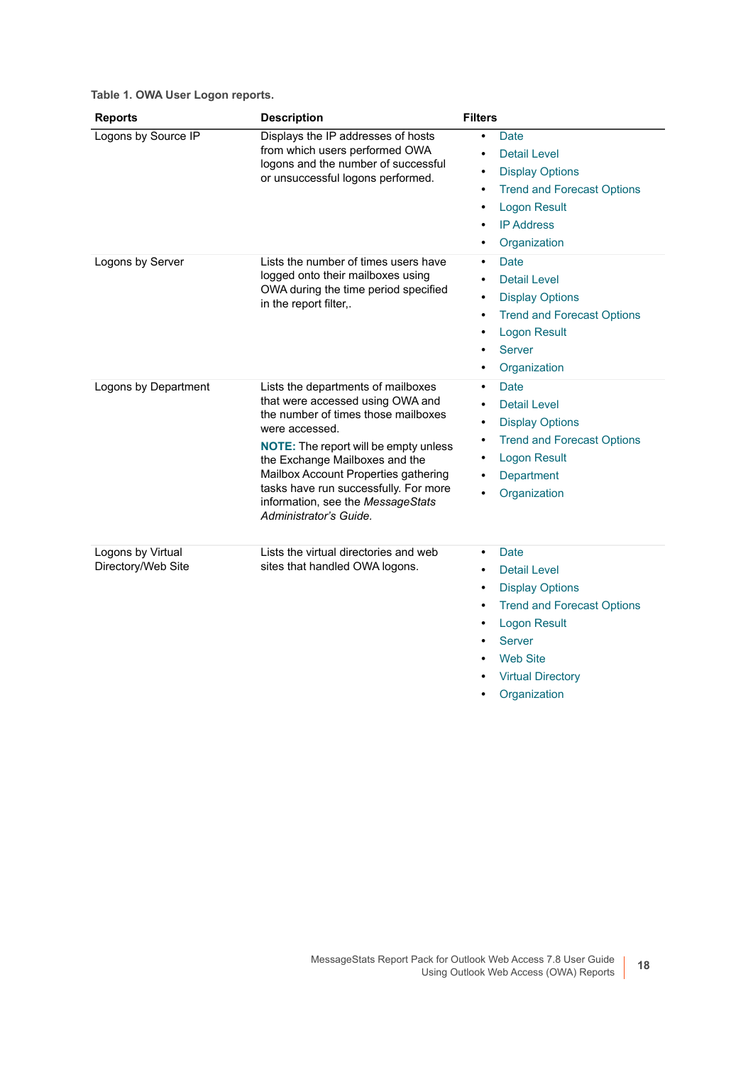**Table 1. OWA User Logon reports.**

| Reports | Description | Filters |
|---|---|---|
| Logons by Source IP | Displays the IP addresses of hosts from which users performed OWA logons and the number of successful or unsuccessful logons performed. | • Date<br>• Detail Level<br>• Display Options<br>• Trend and Forecast Options<br>• Logon Result<br>• IP Address<br>• Organization |
| Logons by Server | Lists the number of times users have logged onto their mailboxes using OWA during the time period specified in the report filter,. | • Date<br>• Detail Level<br>• Display Options<br>• Trend and Forecast Options<br>• Logon Result<br>• Server<br>• Organization |
| Logons by Department | Lists the departments of mailboxes that were accessed using OWA and the number of times those mailboxes were accessed.<br>**NOTE:** The report will be empty unless the Exchange Mailboxes and the Mailbox Account Properties gathering tasks have run successfully. For more information, see the *MessageStats Administrator's Guide*. | • Date<br>• Detail Level<br>• Display Options<br>• Trend and Forecast Options<br>• Logon Result<br>• Department<br>• Organization |
| Logons by Virtual Directory/Web Site | Lists the virtual directories and web sites that handled OWA logons. | • Date<br>• Detail Level<br>• Display Options<br>• Trend and Forecast Options<br>• Logon Result<br>• Server<br>• Web Site<br>• Virtual Directory<br>• Organization |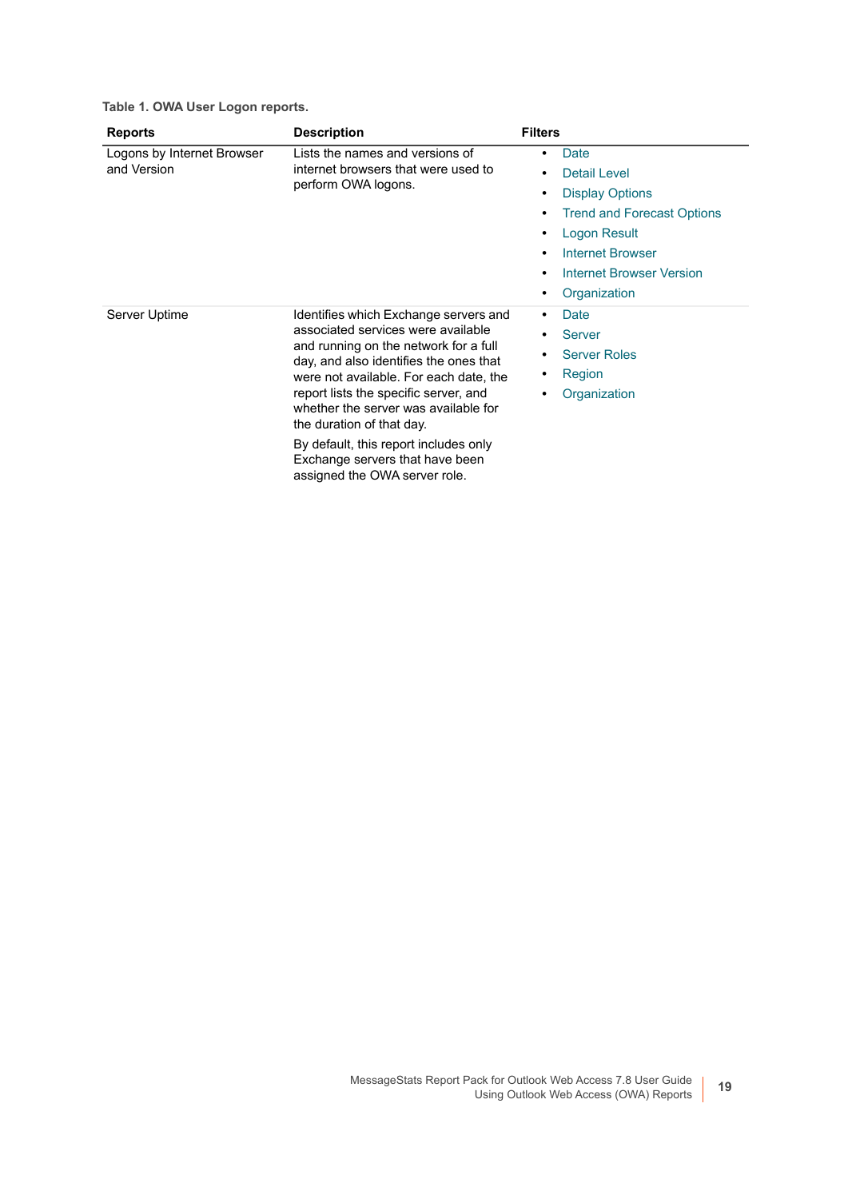**Table 1. OWA User Logon reports.**

| Reports | Description | Filters |
|---|---|---|
| Logons by Internet Browser and Version | Lists the names and versions of internet browsers that were used to perform OWA logons. | • Date<br>• Detail Level<br>• Display Options<br>• Trend and Forecast Options<br>• Logon Result<br>• Internet Browser<br>• Internet Browser Version<br>• Organization |
| Server Uptime | Identifies which Exchange servers and associated services were available and running on the network for a full day, and also identifies the ones that were not available. For each date, the report lists the specific server, and whether the server was available for the duration of that day.<br><br>By default, this report includes only Exchange servers that have been assigned the OWA server role. | • Date<br>• Server<br>• Server Roles<br>• Region<br>• Organization |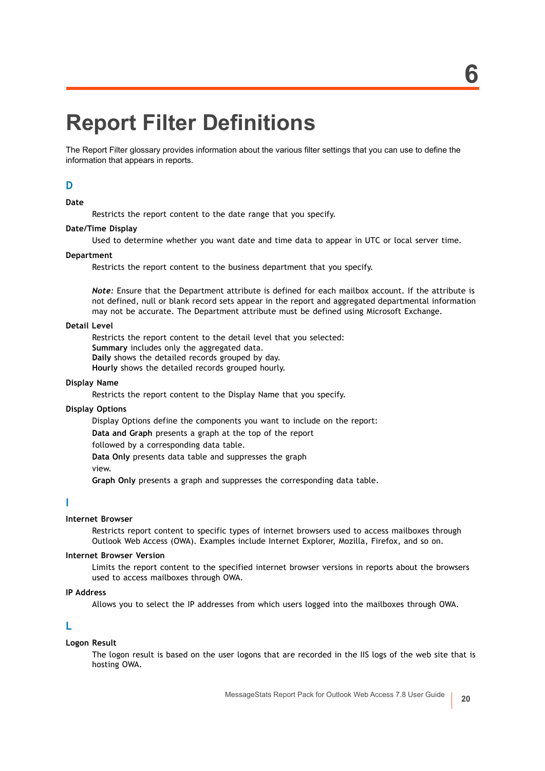# 6 Report Filter Definitions

The Report Filter glossary provides information about the various filter settings that you can use to define the information that appears in reports.

## D

**Date**

Restricts the report content to the date range that you specify.

**Date/Time Display**

Used to determine whether you want date and time data to appear in UTC or local server time.

**Department**

Restricts the report content to the business department that you specify.

***Note:*** Ensure that the Department attribute is defined for each mailbox account. If the attribute is not defined, null or blank record sets appear in the report and aggregated departmental information may not be accurate. The Department attribute must be defined using Microsoft Exchange.

**Detail Level**

Restricts the report content to the detail level that you selected:
**Summary** includes only the aggregated data.
**Daily** shows the detailed records grouped by day.
**Hourly** shows the detailed records grouped hourly.

**Display Name**

Restricts the report content to the Display Name that you specify.

**Display Options**

Display Options define the components you want to include on the report:

**Data and Graph** presents a graph at the top of the report followed by a corresponding data table.

**Data Only** presents data table and suppresses the graph view.

**Graph Only** presents a graph and suppresses the corresponding data table.

## I

**Internet Browser**

Restricts report content to specific types of internet browsers used to access mailboxes through Outlook Web Access (OWA). Examples include Internet Explorer, Mozilla, Firefox, and so on.

**Internet Browser Version**

Limits the report content to the specified internet browser versions in reports about the browsers used to access mailboxes through OWA.

**IP Address**

Allows you to select the IP addresses from which users logged into the mailboxes through OWA.

## L

**Logon Result**

The logon result is based on the user logons that are recorded in the IIS logs of the web site that is hosting OWA.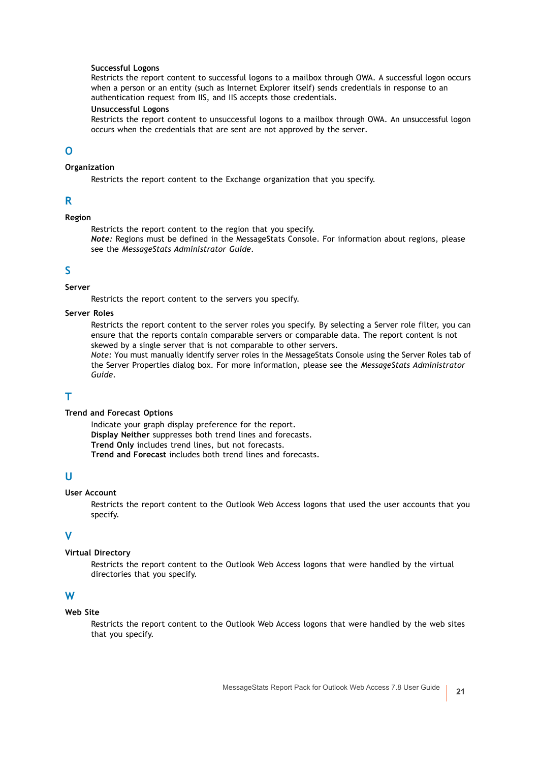**Successful Logons**

Restricts the report content to successful logons to a mailbox through OWA. A successful logon occurs when a person or an entity (such as Internet Explorer itself) sends credentials in response to an authentication request from IIS, and IIS accepts those credentials.

**Unsuccessful Logons**

Restricts the report content to unsuccessful logons to a mailbox through OWA. An unsuccessful logon occurs when the credentials that are sent are not approved by the server.

## O

**Organization**

Restricts the report content to the Exchange organization that you specify.

## R

**Region**

Restricts the report content to the region that you specify.
***Note:*** Regions must be defined in the MessageStats Console. For information about regions, please see the *MessageStats Administrator Guide*.

## S

**Server**

Restricts the report content to the servers you specify.

**Server Roles**

Restricts the report content to the server roles you specify. By selecting a Server role filter, you can ensure that the reports contain comparable servers or comparable data. The report content is not skewed by a single server that is not comparable to other servers.
*Note:* You must manually identify server roles in the MessageStats Console using the Server Roles tab of the Server Properties dialog box. For more information, please see the *MessageStats Administrator Guide*.

## T

**Trend and Forecast Options**

Indicate your graph display preference for the report.
**Display Neither** suppresses both trend lines and forecasts.
**Trend Only** includes trend lines, but not forecasts.
**Trend and Forecast** includes both trend lines and forecasts.

## U

**User Account**

Restricts the report content to the Outlook Web Access logons that used the user accounts that you specify.

## V

**Virtual Directory**

Restricts the report content to the Outlook Web Access logons that were handled by the virtual directories that you specify.

## W

**Web Site**

Restricts the report content to the Outlook Web Access logons that were handled by the web sites that you specify.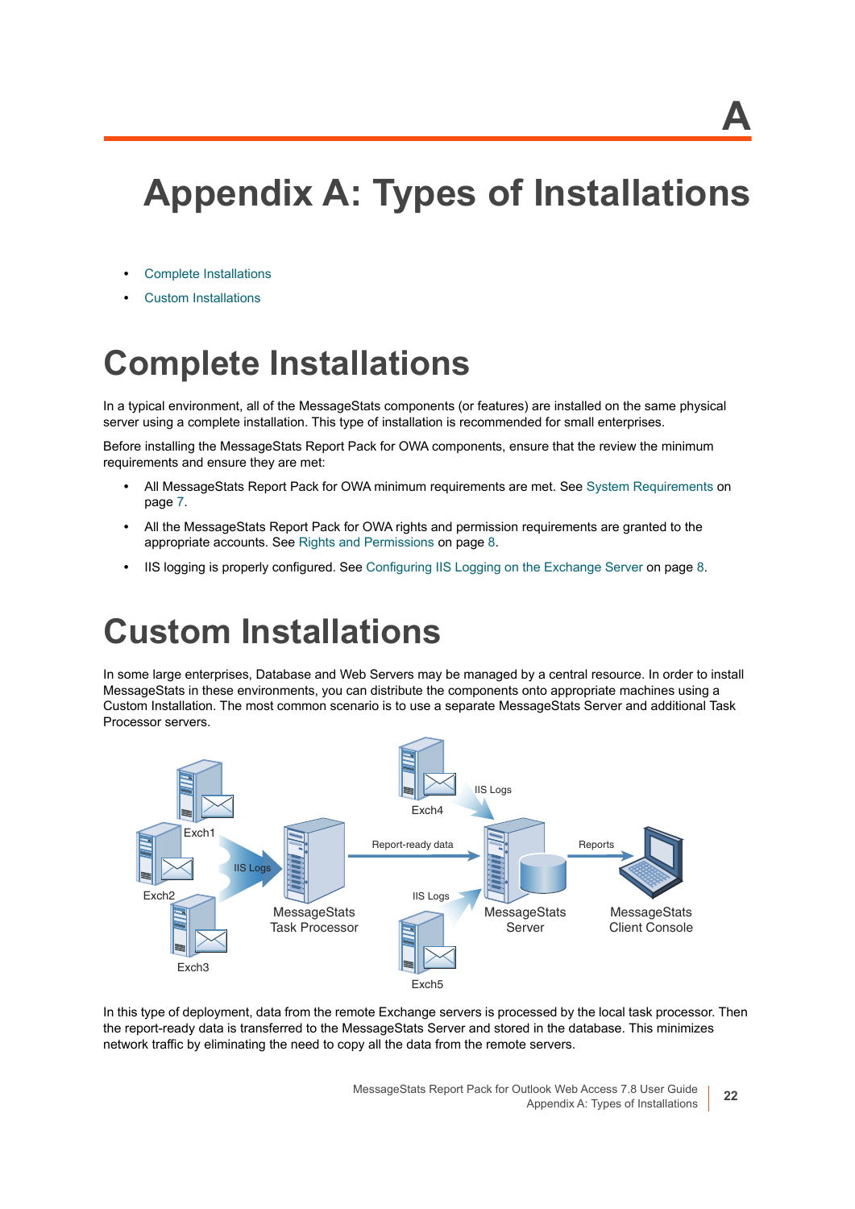# Appendix A: Types of Installations

- Complete Installations
- Custom Installations

## Complete Installations

In a typical environment, all of the MessageStats components (or features) are installed on the same physical server using a complete installation. This type of installation is recommended for small enterprises.

Before installing the MessageStats Report Pack for OWA components, ensure that the review the minimum requirements and ensure they are met:

- All MessageStats Report Pack for OWA minimum requirements are met. See System Requirements on page 7.
- All the MessageStats Report Pack for OWA rights and permission requirements are granted to the appropriate accounts. See Rights and Permissions on page 8.
- IIS logging is properly configured. See Configuring IIS Logging on the Exchange Server on page 8.

## Custom Installations

In some large enterprises, Database and Web Servers may be managed by a central resource. In order to install MessageStats in these environments, you can distribute the components onto appropriate machines using a Custom Installation. The most common scenario is to use a separate MessageStats Server and additional Task Processor servers.

In this type of deployment, data from the remote Exchange servers is processed by the local task processor. Then the report-ready data is transferred to the MessageStats Server and stored in the database. This minimizes network traffic by eliminating the need to copy all the data from the remote servers.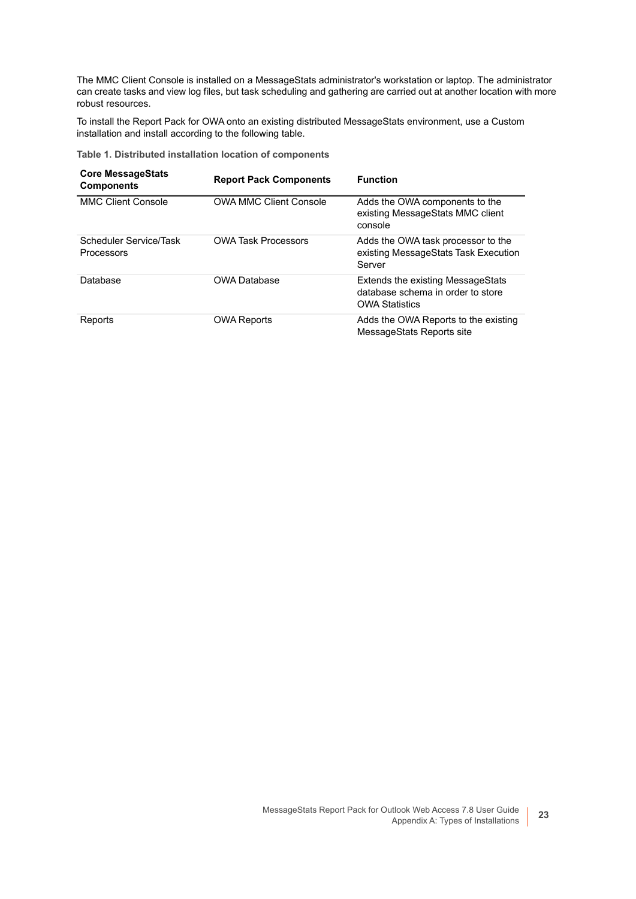The MMC Client Console is installed on a MessageStats administrator's workstation or laptop. The administrator can create tasks and view log files, but task scheduling and gathering are carried out at another location with more robust resources.

To install the Report Pack for OWA onto an existing distributed MessageStats environment, use a Custom installation and install according to the following table.

**Table 1. Distributed installation location of components**

| Core MessageStats Components | Report Pack Components | Function |
|---|---|---|
| MMC Client Console | OWA MMC Client Console | Adds the OWA components to the existing MessageStats MMC client console |
| Scheduler Service/Task Processors | OWA Task Processors | Adds the OWA task processor to the existing MessageStats Task Execution Server |
| Database | OWA Database | Extends the existing MessageStats database schema in order to store OWA Statistics |
| Reports | OWA Reports | Adds the OWA Reports to the existing MessageStats Reports site |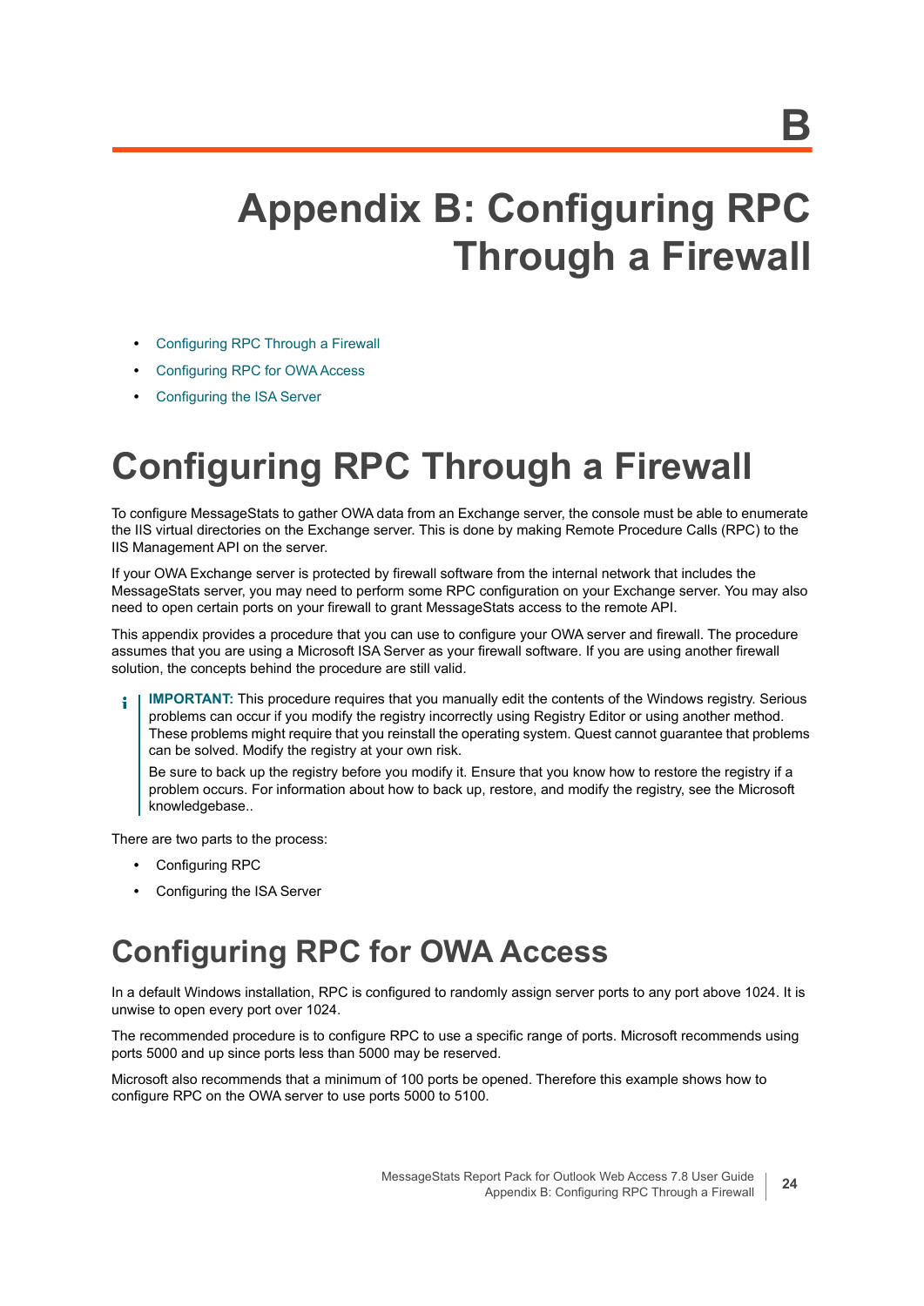B

# Appendix B: Configuring RPC Through a Firewall

- Configuring RPC Through a Firewall
- Configuring RPC for OWA Access
- Configuring the ISA Server

# Configuring RPC Through a Firewall

To configure MessageStats to gather OWA data from an Exchange server, the console must be able to enumerate the IIS virtual directories on the Exchange server. This is done by making Remote Procedure Calls (RPC) to the IIS Management API on the server.

If your OWA Exchange server is protected by firewall software from the internal network that includes the MessageStats server, you may need to perform some RPC configuration on your Exchange server. You may also need to open certain ports on your firewall to grant MessageStats access to the remote API.

This appendix provides a procedure that you can use to configure your OWA server and firewall. The procedure assumes that you are using a Microsoft ISA Server as your firewall software. If you are using another firewall solution, the concepts behind the procedure are still valid.

> **IMPORTANT:** This procedure requires that you manually edit the contents of the Windows registry. Serious problems can occur if you modify the registry incorrectly using Registry Editor or using another method. These problems might require that you reinstall the operating system. Quest cannot guarantee that problems can be solved. Modify the registry at your own risk.
>
> Be sure to back up the registry before you modify it. Ensure that you know how to restore the registry if a problem occurs. For information about how to back up, restore, and modify the registry, see the Microsoft knowledgebase..

There are two parts to the process:

- Configuring RPC
- Configuring the ISA Server

## Configuring RPC for OWA Access

In a default Windows installation, RPC is configured to randomly assign server ports to any port above 1024. It is unwise to open every port over 1024.

The recommended procedure is to configure RPC to use a specific range of ports. Microsoft recommends using ports 5000 and up since ports less than 5000 may be reserved.

Microsoft also recommends that a minimum of 100 ports be opened. Therefore this example shows how to configure RPC on the OWA server to use ports 5000 to 5100.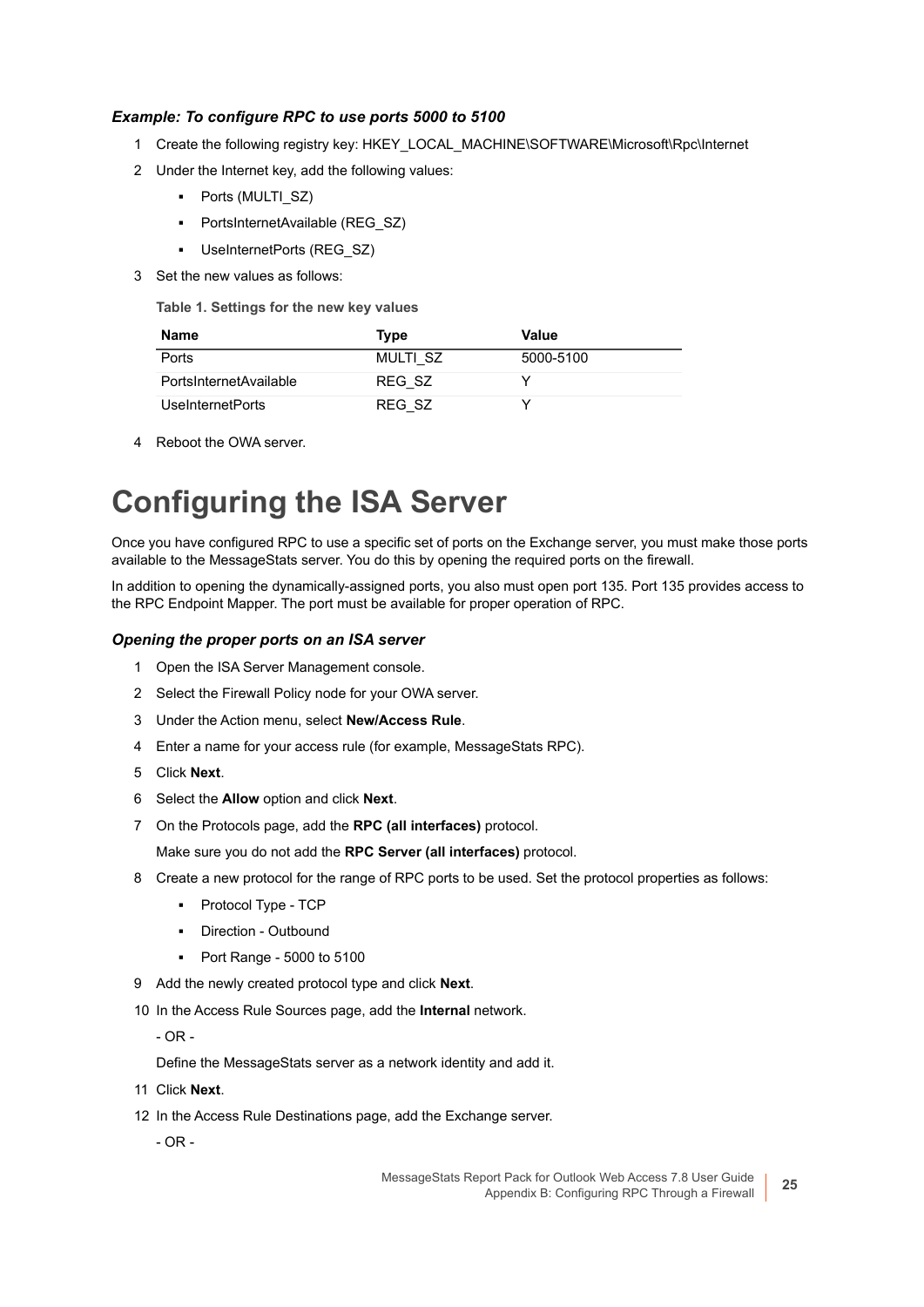*Example: To configure RPC to use ports 5000 to 5100*

1. Create the following registry key: HKEY_LOCAL_MACHINE\SOFTWARE\Microsoft\Rpc\Internet
2. Under the Internet key, add the following values:
   - Ports (MULTI_SZ)
   - PortsInternetAvailable (REG_SZ)
   - UseInternetPorts (REG_SZ)
3. Set the new values as follows:

**Table 1. Settings for the new key values**

| Name | Type | Value |
|---|---|---|
| Ports | MULTI_SZ | 5000-5100 |
| PortsInternetAvailable | REG_SZ | Y |
| UseInternetPorts | REG_SZ | Y |

4. Reboot the OWA server.

# Configuring the ISA Server

Once you have configured RPC to use a specific set of ports on the Exchange server, you must make those ports available to the MessageStats server. You do this by opening the required ports on the firewall.

In addition to opening the dynamically-assigned ports, you also must open port 135. Port 135 provides access to the RPC Endpoint Mapper. The port must be available for proper operation of RPC.

*Opening the proper ports on an ISA server*

1. Open the ISA Server Management console.
2. Select the Firewall Policy node for your OWA server.
3. Under the Action menu, select **New/Access Rule**.
4. Enter a name for your access rule (for example, MessageStats RPC).
5. Click **Next**.
6. Select the **Allow** option and click **Next**.
7. On the Protocols page, add the **RPC (all interfaces)** protocol.

   Make sure you do not add the **RPC Server (all interfaces)** protocol.
8. Create a new protocol for the range of RPC ports to be used. Set the protocol properties as follows:
   - Protocol Type - TCP
   - Direction - Outbound
   - Port Range - 5000 to 5100
9. Add the newly created protocol type and click **Next**.
10. In the Access Rule Sources page, add the **Internal** network.

    - OR -

    Define the MessageStats server as a network identity and add it.
11. Click **Next**.
12. In the Access Rule Destinations page, add the Exchange server.

    - OR -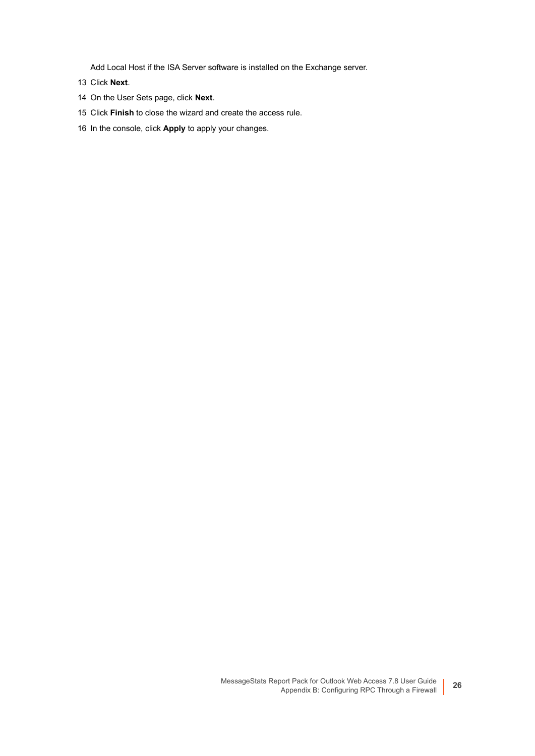Add Local Host if the ISA Server software is installed on the Exchange server.

13. Click **Next**.
14. On the User Sets page, click **Next**.
15. Click **Finish** to close the wizard and create the access rule.
16. In the console, click **Apply** to apply your changes.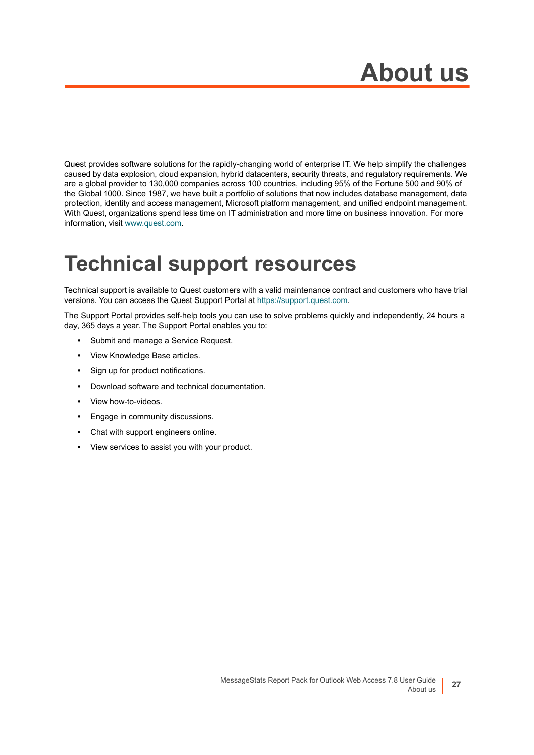# About us

Quest provides software solutions for the rapidly-changing world of enterprise IT. We help simplify the challenges caused by data explosion, cloud expansion, hybrid datacenters, security threats, and regulatory requirements. We are a global provider to 130,000 companies across 100 countries, including 95% of the Fortune 500 and 90% of the Global 1000. Since 1987, we have built a portfolio of solutions that now includes database management, data protection, identity and access management, Microsoft platform management, and unified endpoint management. With Quest, organizations spend less time on IT administration and more time on business innovation. For more information, visit www.quest.com.

# Technical support resources

Technical support is available to Quest customers with a valid maintenance contract and customers who have trial versions. You can access the Quest Support Portal at https://support.quest.com.

The Support Portal provides self-help tools you can use to solve problems quickly and independently, 24 hours a day, 365 days a year. The Support Portal enables you to:

- Submit and manage a Service Request.
- View Knowledge Base articles.
- Sign up for product notifications.
- Download software and technical documentation.
- View how-to-videos.
- Engage in community discussions.
- Chat with support engineers online.
- View services to assist you with your product.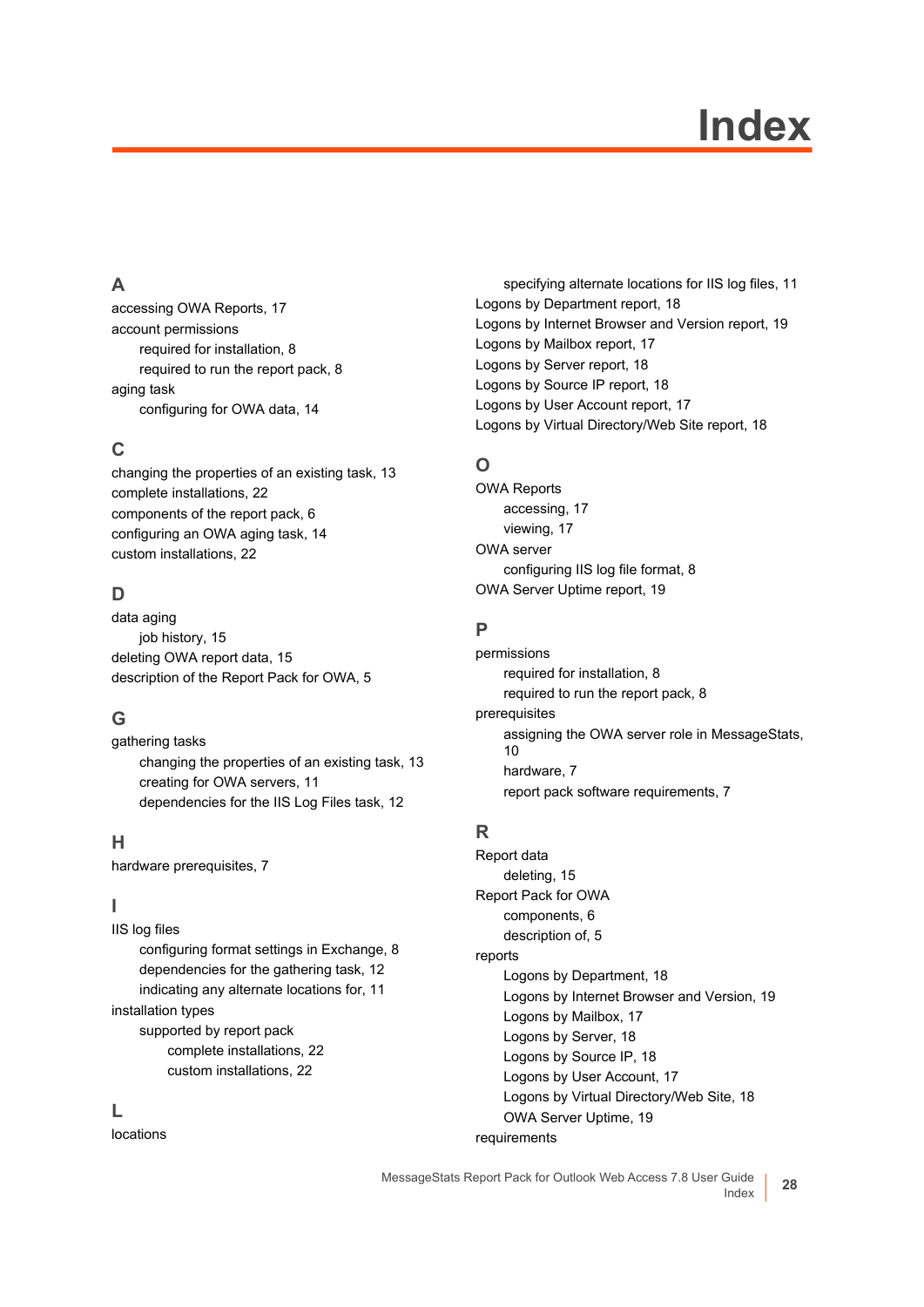# Index

## A

accessing OWA Reports, 17

account permissions

- required for installation, 8
- required to run the report pack, 8

aging task

- configuring for OWA data, 14

## C

changing the properties of an existing task, 13

complete installations, 22

components of the report pack, 6

configuring an OWA aging task, 14

custom installations, 22

## D

data aging

- job history, 15

deleting OWA report data, 15

description of the Report Pack for OWA, 5

## G

gathering tasks

- changing the properties of an existing task, 13
- creating for OWA servers, 11
- dependencies for the IIS Log Files task, 12

## H

hardware prerequisites, 7

## I

IIS log files

- configuring format settings in Exchange, 8
- dependencies for the gathering task, 12
- indicating any alternate locations for, 11

installation types

- supported by report pack
  - complete installations, 22
  - custom installations, 22

## L

locations

- specifying alternate locations for IIS log files, 11

Logons by Department report, 18

Logons by Internet Browser and Version report, 19

Logons by Mailbox report, 17

Logons by Server report, 18

Logons by Source IP report, 18

Logons by User Account report, 17

Logons by Virtual Directory/Web Site report, 18

## O

OWA Reports

- accessing, 17
- viewing, 17

OWA server

- configuring IIS log file format, 8

OWA Server Uptime report, 19

## P

permissions

- required for installation, 8
- required to run the report pack, 8

prerequisites

- assigning the OWA server role in MessageStats, 10
- hardware, 7
- report pack software requirements, 7

## R

Report data

- deleting, 15

Report Pack for OWA

- components, 6
- description of, 5

reports

- Logons by Department, 18
- Logons by Internet Browser and Version, 19
- Logons by Mailbox, 17
- Logons by Server, 18
- Logons by Source IP, 18
- Logons by User Account, 17
- Logons by Virtual Directory/Web Site, 18
- OWA Server Uptime, 19

requirements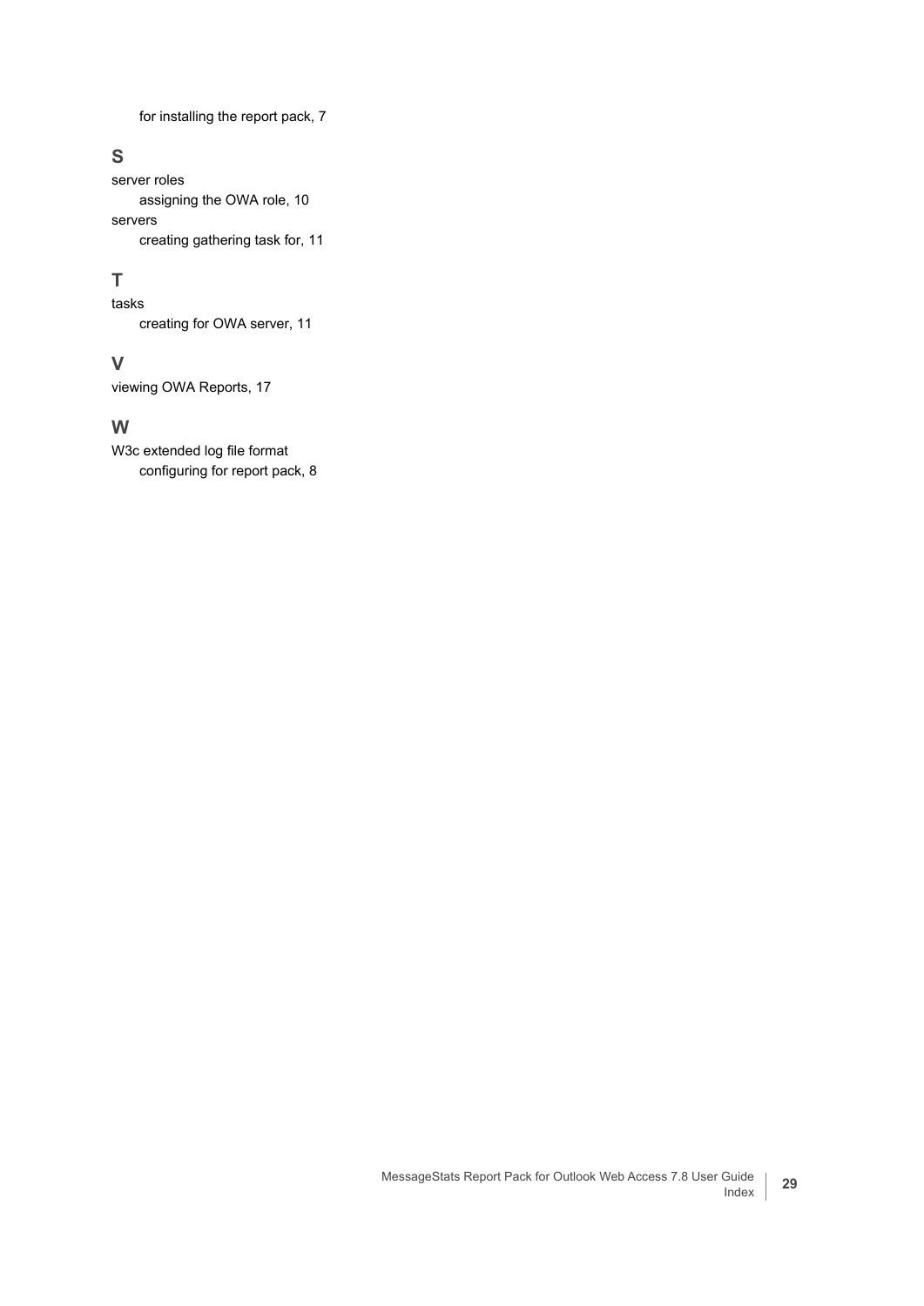for installing the report pack, 7

## S

server roles
    assigning the OWA role, 10
servers
    creating gathering task for, 11

## T

tasks
    creating for OWA server, 11

## V

viewing OWA Reports, 17

## W

W3c extended log file format
    configuring for report pack, 8